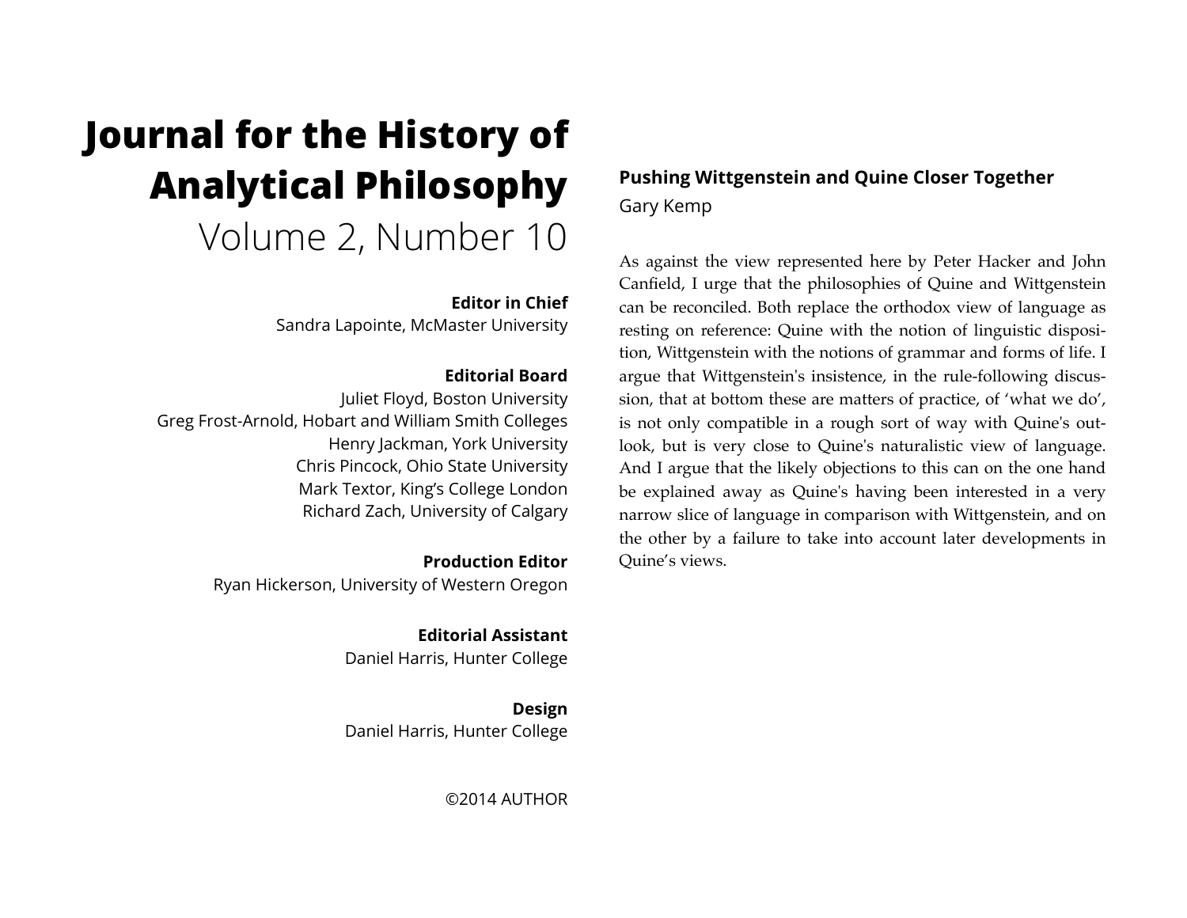# Journal for the History of Analytical Philosophy

Volume 2, Number 10

**Editor in Chief**
Sandra Lapointe, McMaster University

**Editorial Board**
Juliet Floyd, Boston University
Greg Frost-Arnold, Hobart and William Smith Colleges
Henry Jackman, York University
Chris Pincock, Ohio State University
Mark Textor, King's College London
Richard Zach, University of Calgary

**Production Editor**
Ryan Hickerson, University of Western Oregon

**Editorial Assistant**
Daniel Harris, Hunter College

**Design**
Daniel Harris, Hunter College

©2014 AUTHOR

## Pushing Wittgenstein and Quine Closer Together

Gary Kemp

As against the view represented here by Peter Hacker and John Canfield, I urge that the philosophies of Quine and Wittgenstein can be reconciled. Both replace the orthodox view of language as resting on reference: Quine with the notion of linguistic disposition, Wittgenstein with the notions of grammar and forms of life. I argue that Wittgenstein's insistence, in the rule-following discussion, that at bottom these are matters of practice, of 'what we do', is not only compatible in a rough sort of way with Quine's outlook, but is very close to Quine's naturalistic view of language. And I argue that the likely objections to this can on the one hand be explained away as Quine's having been interested in a very narrow slice of language in comparison with Wittgenstein, and on the other by a failure to take into account later developments in Quine's views.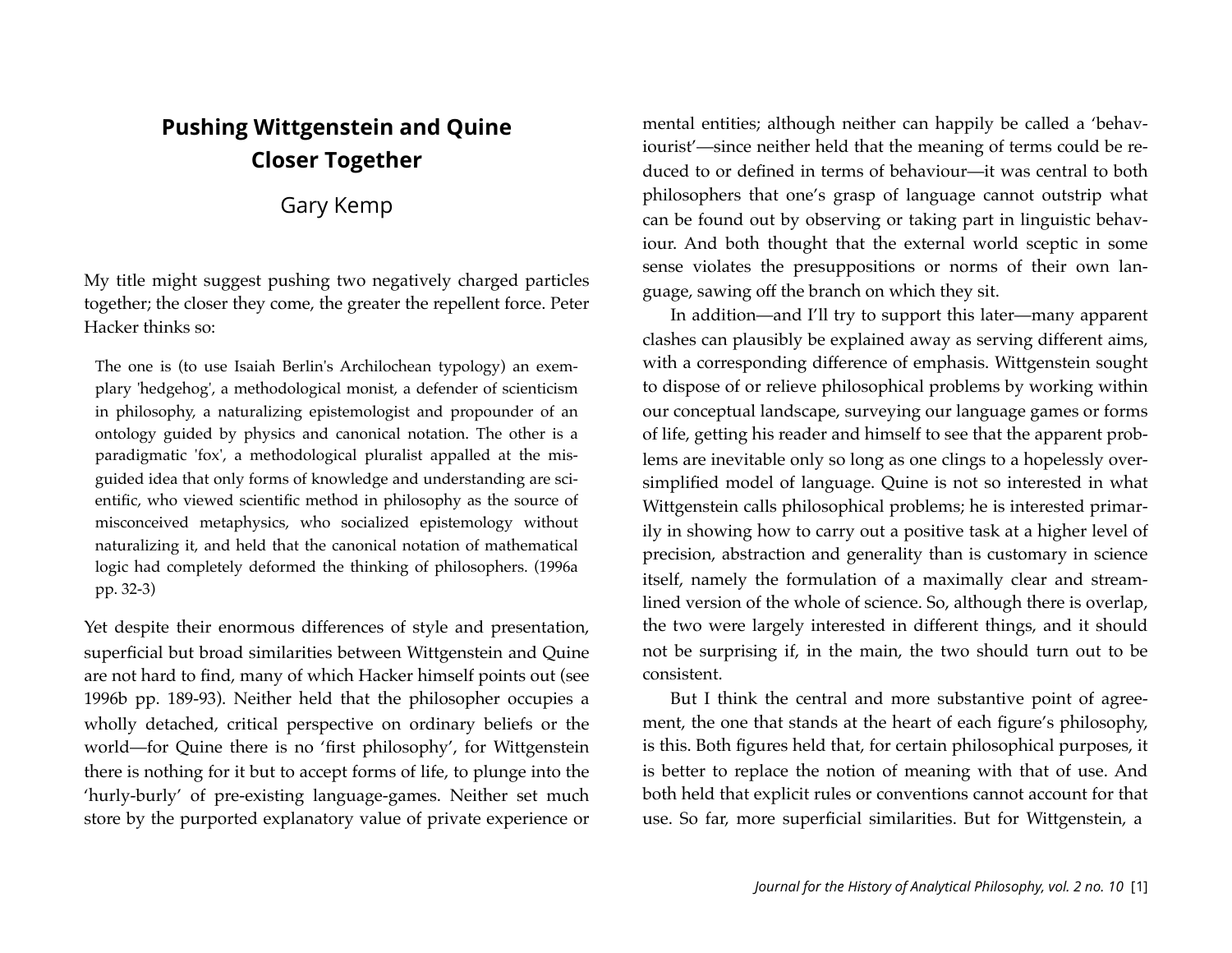# Pushing Wittgenstein and Quine Closer Together

Gary Kemp

My title might suggest pushing two negatively charged particles together; the closer they come, the greater the repellent force. Peter Hacker thinks so:

> The one is (to use Isaiah Berlin's Archilochean typology) an exemplary 'hedgehog', a methodological monist, a defender of scienticism in philosophy, a naturalizing epistemologist and propounder of an ontology guided by physics and canonical notation. The other is a paradigmatic 'fox', a methodological pluralist appalled at the misguided idea that only forms of knowledge and understanding are scientific, who viewed scientific method in philosophy as the source of misconceived metaphysics, who socialized epistemology without naturalizing it, and held that the canonical notation of mathematical logic had completely deformed the thinking of philosophers. (1996a pp. 32-3)

Yet despite their enormous differences of style and presentation, superficial but broad similarities between Wittgenstein and Quine are not hard to find, many of which Hacker himself points out (see 1996b pp. 189-93). Neither held that the philosopher occupies a wholly detached, critical perspective on ordinary beliefs or the world—for Quine there is no 'first philosophy', for Wittgenstein there is nothing for it but to accept forms of life, to plunge into the 'hurly-burly' of pre-existing language-games. Neither set much store by the purported explanatory value of private experience or mental entities; although neither can happily be called a 'behaviourist'—since neither held that the meaning of terms could be reduced to or defined in terms of behaviour—it was central to both philosophers that one's grasp of language cannot outstrip what can be found out by observing or taking part in linguistic behaviour. And both thought that the external world sceptic in some sense violates the presuppositions or norms of their own language, sawing off the branch on which they sit.

In addition—and I'll try to support this later—many apparent clashes can plausibly be explained away as serving different aims, with a corresponding difference of emphasis. Wittgenstein sought to dispose of or relieve philosophical problems by working within our conceptual landscape, surveying our language games or forms of life, getting his reader and himself to see that the apparent problems are inevitable only so long as one clings to a hopelessly oversimplified model of language. Quine is not so interested in what Wittgenstein calls philosophical problems; he is interested primarily in showing how to carry out a positive task at a higher level of precision, abstraction and generality than is customary in science itself, namely the formulation of a maximally clear and streamlined version of the whole of science. So, although there is overlap, the two were largely interested in different things, and it should not be surprising if, in the main, the two should turn out to be consistent.

But I think the central and more substantive point of agreement, the one that stands at the heart of each figure's philosophy, is this. Both figures held that, for certain philosophical purposes, it is better to replace the notion of meaning with that of use. And both held that explicit rules or conventions cannot account for that use. So far, more superficial similarities. But for Wittgenstein, a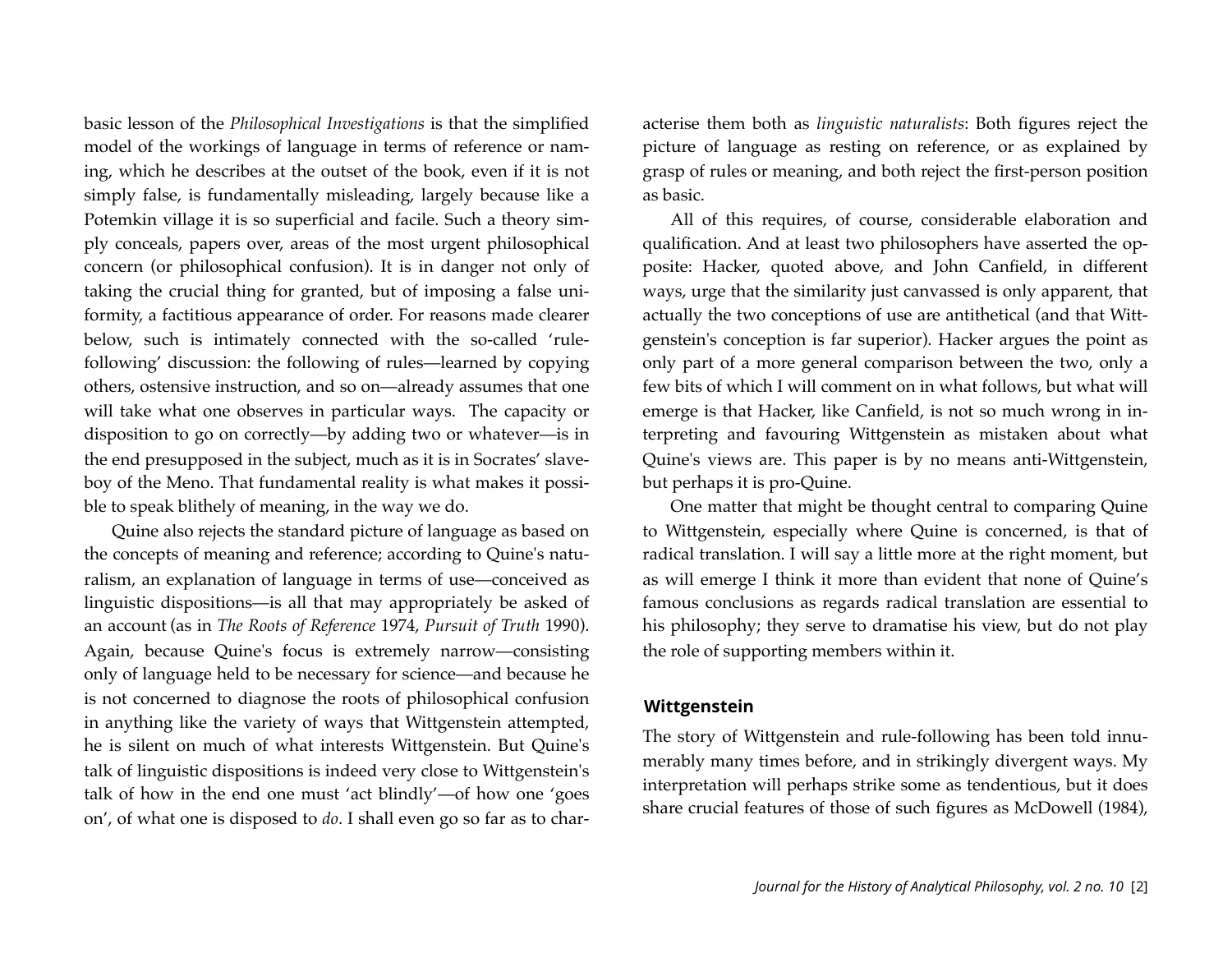basic lesson of the *Philosophical Investigations* is that the simplified model of the workings of language in terms of reference or naming, which he describes at the outset of the book, even if it is not simply false, is fundamentally misleading, largely because like a Potemkin village it is so superficial and facile. Such a theory simply conceals, papers over, areas of the most urgent philosophical concern (or philosophical confusion). It is in danger not only of taking the crucial thing for granted, but of imposing a false uniformity, a factitious appearance of order. For reasons made clearer below, such is intimately connected with the so-called 'rule-following' discussion: the following of rules—learned by copying others, ostensive instruction, and so on—already assumes that one will take what one observes in particular ways. The capacity or disposition to go on correctly—by adding two or whatever—is in the end presupposed in the subject, much as it is in Socrates' slave-boy of the Meno. That fundamental reality is what makes it possible to speak blithely of meaning, in the way we do.

Quine also rejects the standard picture of language as based on the concepts of meaning and reference; according to Quine's naturalism, an explanation of language in terms of use—conceived as linguistic dispositions—is all that may appropriately be asked of an account (as in *The Roots of Reference* 1974, *Pursuit of Truth* 1990). Again, because Quine's focus is extremely narrow—consisting only of language held to be necessary for science—and because he is not concerned to diagnose the roots of philosophical confusion in anything like the variety of ways that Wittgenstein attempted, he is silent on much of what interests Wittgenstein. But Quine's talk of linguistic dispositions is indeed very close to Wittgenstein's talk of how in the end one must 'act blindly'—of how one 'goes on', of what one is disposed to *do*. I shall even go so far as to characterise them both as *linguistic naturalists*: Both figures reject the picture of language as resting on reference, or as explained by grasp of rules or meaning, and both reject the first-person position as basic.

All of this requires, of course, considerable elaboration and qualification. And at least two philosophers have asserted the opposite: Hacker, quoted above, and John Canfield, in different ways, urge that the similarity just canvassed is only apparent, that actually the two conceptions of use are antithetical (and that Wittgenstein's conception is far superior). Hacker argues the point as only part of a more general comparison between the two, only a few bits of which I will comment on in what follows, but what will emerge is that Hacker, like Canfield, is not so much wrong in interpreting and favouring Wittgenstein as mistaken about what Quine's views are. This paper is by no means anti-Wittgenstein, but perhaps it is pro-Quine.

One matter that might be thought central to comparing Quine to Wittgenstein, especially where Quine is concerned, is that of radical translation. I will say a little more at the right moment, but as will emerge I think it more than evident that none of Quine's famous conclusions as regards radical translation are essential to his philosophy; they serve to dramatise his view, but do not play the role of supporting members within it.

## Wittgenstein

The story of Wittgenstein and rule-following has been told innumerably many times before, and in strikingly divergent ways. My interpretation will perhaps strike some as tendentious, but it does share crucial features of those of such figures as McDowell (1984),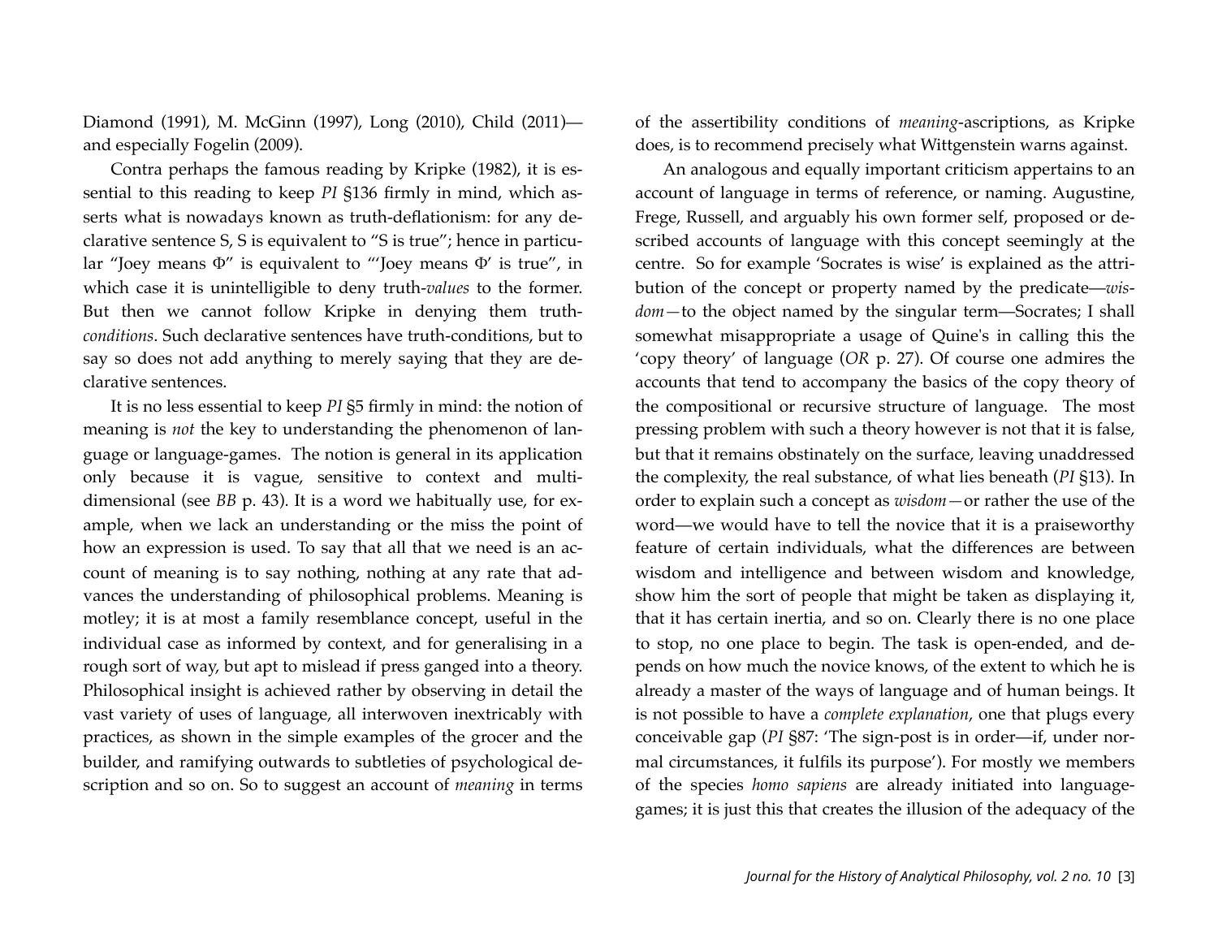Diamond (1991), M. McGinn (1997), Long (2010), Child (2011)—and especially Fogelin (2009).

Contra perhaps the famous reading by Kripke (1982), it is essential to this reading to keep *PI* §136 firmly in mind, which asserts what is nowadays known as truth-deflationism: for any declarative sentence S, S is equivalent to "S is true"; hence in particular "Joey means Φ" is equivalent to "'Joey means Φ' is true", in which case it is unintelligible to deny truth-*values* to the former. But then we cannot follow Kripke in denying them truth-*conditions*. Such declarative sentences have truth-conditions, but to say so does not add anything to merely saying that they are declarative sentences.

It is no less essential to keep *PI* §5 firmly in mind: the notion of meaning is *not* the key to understanding the phenomenon of language or language-games. The notion is general in its application only because it is vague, sensitive to context and multi-dimensional (see *BB* p. 43). It is a word we habitually use, for example, when we lack an understanding or the miss the point of how an expression is used. To say that all that we need is an account of meaning is to say nothing, nothing at any rate that advances the understanding of philosophical problems. Meaning is motley; it is at most a family resemblance concept, useful in the individual case as informed by context, and for generalising in a rough sort of way, but apt to mislead if press ganged into a theory. Philosophical insight is achieved rather by observing in detail the vast variety of uses of language, all interwoven inextricably with practices, as shown in the simple examples of the grocer and the builder, and ramifying outwards to subtleties of psychological description and so on. So to suggest an account of *meaning* in terms of the assertibility conditions of *meaning*-ascriptions, as Kripke does, is to recommend precisely what Wittgenstein warns against.

An analogous and equally important criticism appertains to an account of language in terms of reference, or naming. Augustine, Frege, Russell, and arguably his own former self, proposed or described accounts of language with this concept seemingly at the centre. So for example 'Socrates is wise' is explained as the attribution of the concept or property named by the predicate—*wisdom*—to the object named by the singular term—Socrates; I shall somewhat misappropriate a usage of Quine's in calling this the 'copy theory' of language (*OR* p. 27). Of course one admires the accounts that tend to accompany the basics of the copy theory of the compositional or recursive structure of language. The most pressing problem with such a theory however is not that it is false, but that it remains obstinately on the surface, leaving unaddressed the complexity, the real substance, of what lies beneath (*PI* §13). In order to explain such a concept as *wisdom*—or rather the use of the word—we would have to tell the novice that it is a praiseworthy feature of certain individuals, what the differences are between wisdom and intelligence and between wisdom and knowledge, show him the sort of people that might be taken as displaying it, that it has certain inertia, and so on. Clearly there is no one place to stop, no one place to begin. The task is open-ended, and depends on how much the novice knows, of the extent to which he is already a master of the ways of language and of human beings. It is not possible to have a *complete explanation*, one that plugs every conceivable gap (*PI* §87: 'The sign-post is in order—if, under normal circumstances, it fulfils its purpose'). For mostly we members of the species *homo sapiens* are already initiated into language-games; it is just this that creates the illusion of the adequacy of the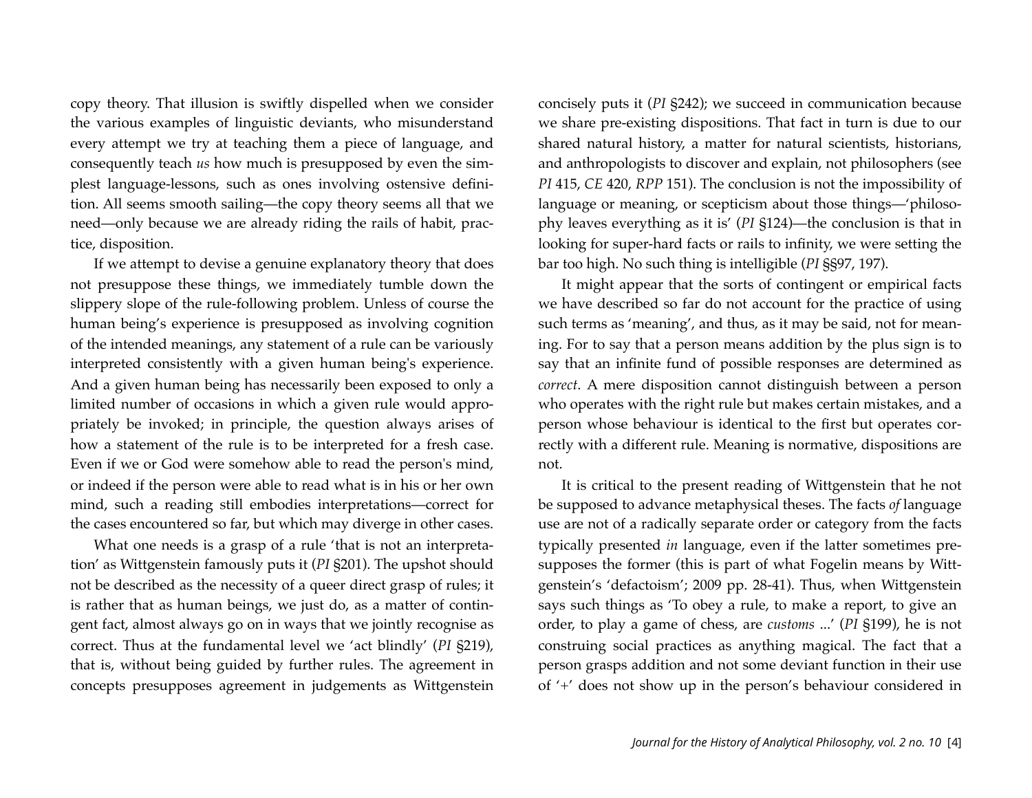copy theory. That illusion is swiftly dispelled when we consider the various examples of linguistic deviants, who misunderstand every attempt we try at teaching them a piece of language, and consequently teach *us* how much is presupposed by even the simplest language-lessons, such as ones involving ostensive definition. All seems smooth sailing—the copy theory seems all that we need—only because we are already riding the rails of habit, practice, disposition.

If we attempt to devise a genuine explanatory theory that does not presuppose these things, we immediately tumble down the slippery slope of the rule-following problem. Unless of course the human being's experience is presupposed as involving cognition of the intended meanings, any statement of a rule can be variously interpreted consistently with a given human being's experience. And a given human being has necessarily been exposed to only a limited number of occasions in which a given rule would appropriately be invoked; in principle, the question always arises of how a statement of the rule is to be interpreted for a fresh case. Even if we or God were somehow able to read the person's mind, or indeed if the person were able to read what is in his or her own mind, such a reading still embodies interpretations—correct for the cases encountered so far, but which may diverge in other cases.

What one needs is a grasp of a rule 'that is not an interpretation' as Wittgenstein famously puts it (*PI* §201). The upshot should not be described as the necessity of a queer direct grasp of rules; it is rather that as human beings, we just do, as a matter of contingent fact, almost always go on in ways that we jointly recognise as correct. Thus at the fundamental level we 'act blindly' (*PI* §219), that is, without being guided by further rules. The agreement in concepts presupposes agreement in judgements as Wittgenstein concisely puts it (*PI* §242); we succeed in communication because we share pre-existing dispositions. That fact in turn is due to our shared natural history, a matter for natural scientists, historians, and anthropologists to discover and explain, not philosophers (see *PI* 415, *CE* 420, *RPP* 151). The conclusion is not the impossibility of language or meaning, or scepticism about those things—'philosophy leaves everything as it is' (*PI* §124)—the conclusion is that in looking for super-hard facts or rails to infinity, we were setting the bar too high. No such thing is intelligible (*PI* §§97, 197).

It might appear that the sorts of contingent or empirical facts we have described so far do not account for the practice of using such terms as 'meaning', and thus, as it may be said, not for meaning. For to say that a person means addition by the plus sign is to say that an infinite fund of possible responses are determined as *correct*. A mere disposition cannot distinguish between a person who operates with the right rule but makes certain mistakes, and a person whose behaviour is identical to the first but operates correctly with a different rule. Meaning is normative, dispositions are not.

It is critical to the present reading of Wittgenstein that he not be supposed to advance metaphysical theses. The facts *of* language use are not of a radically separate order or category from the facts typically presented *in* language, even if the latter sometimes presupposes the former (this is part of what Fogelin means by Wittgenstein's 'defactoism'; 2009 pp. 28-41). Thus, when Wittgenstein says such things as 'To obey a rule, to make a report, to give an order, to play a game of chess, are *customs* ...' (*PI* §199), he is not construing social practices as anything magical. The fact that a person grasps addition and not some deviant function in their use of '+' does not show up in the person's behaviour considered in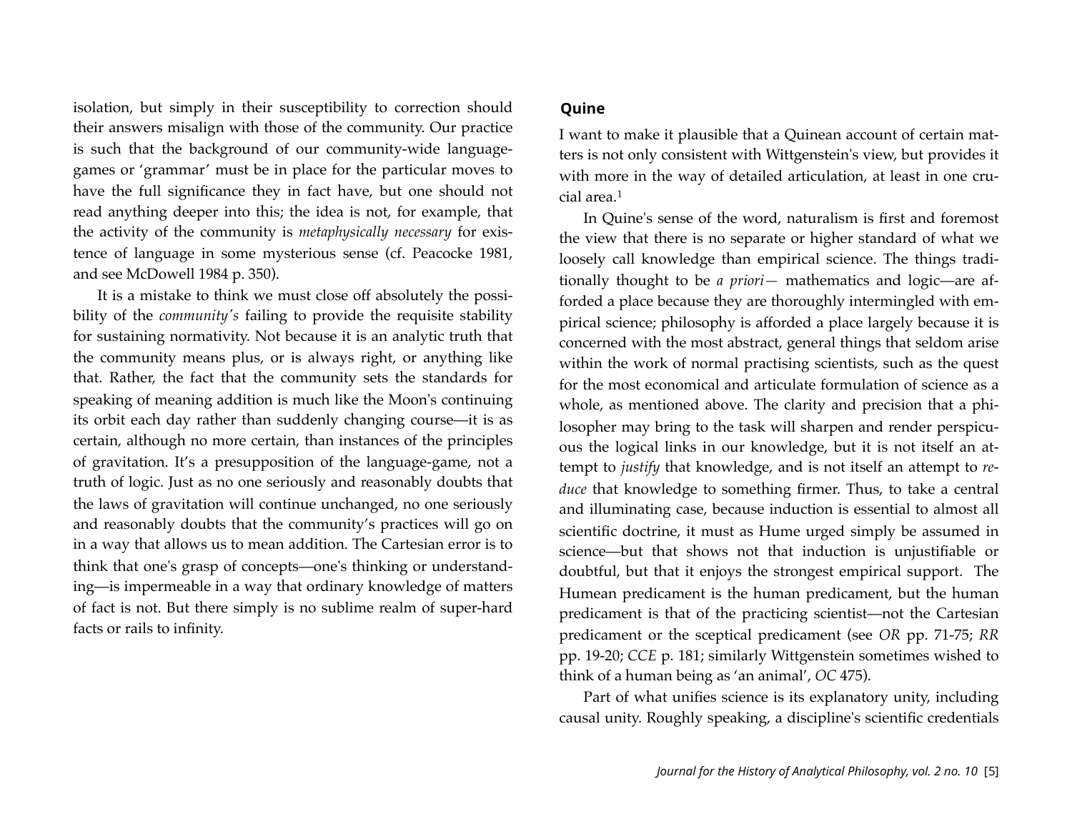isolation, but simply in their susceptibility to correction should their answers misalign with those of the community. Our practice is such that the background of our community-wide language-games or 'grammar' must be in place for the particular moves to have the full significance they in fact have, but one should not read anything deeper into this; the idea is not, for example, that the activity of the community is *metaphysically necessary* for existence of language in some mysterious sense (cf. Peacocke 1981, and see McDowell 1984 p. 350).

It is a mistake to think we must close off absolutely the possibility of the *community's* failing to provide the requisite stability for sustaining normativity. Not because it is an analytic truth that the community means plus, or is always right, or anything like that. Rather, the fact that the community sets the standards for speaking of meaning addition is much like the Moon's continuing its orbit each day rather than suddenly changing course—it is as certain, although no more certain, than instances of the principles of gravitation. It's a presupposition of the language-game, not a truth of logic. Just as no one seriously and reasonably doubts that the laws of gravitation will continue unchanged, no one seriously and reasonably doubts that the community's practices will go on in a way that allows us to mean addition. The Cartesian error is to think that one's grasp of concepts—one's thinking or understanding—is impermeable in a way that ordinary knowledge of matters of fact is not. But there simply is no sublime realm of super-hard facts or rails to infinity.

## Quine

I want to make it plausible that a Quinean account of certain matters is not only consistent with Wittgenstein's view, but provides it with more in the way of detailed articulation, at least in one crucial area.[1]

In Quine's sense of the word, naturalism is first and foremost the view that there is no separate or higher standard of what we loosely call knowledge than empirical science. The things traditionally thought to be *a priori*— mathematics and logic—are afforded a place because they are thoroughly intermingled with empirical science; philosophy is afforded a place largely because it is concerned with the most abstract, general things that seldom arise within the work of normal practising scientists, such as the quest for the most economical and articulate formulation of science as a whole, as mentioned above. The clarity and precision that a philosopher may bring to the task will sharpen and render perspicuous the logical links in our knowledge, but it is not itself an attempt to *justify* that knowledge, and is not itself an attempt to *reduce* that knowledge to something firmer. Thus, to take a central and illuminating case, because induction is essential to almost all scientific doctrine, it must as Hume urged simply be assumed in science—but that shows not that induction is unjustifiable or doubtful, but that it enjoys the strongest empirical support. The Humean predicament is the human predicament, but the human predicament is that of the practicing scientist—not the Cartesian predicament or the sceptical predicament (see *OR* pp. 71-75; *RR* pp. 19-20; *CCE* p. 181; similarly Wittgenstein sometimes wished to think of a human being as 'an animal', *OC* 475).

Part of what unifies science is its explanatory unity, including causal unity. Roughly speaking, a discipline's scientific credentials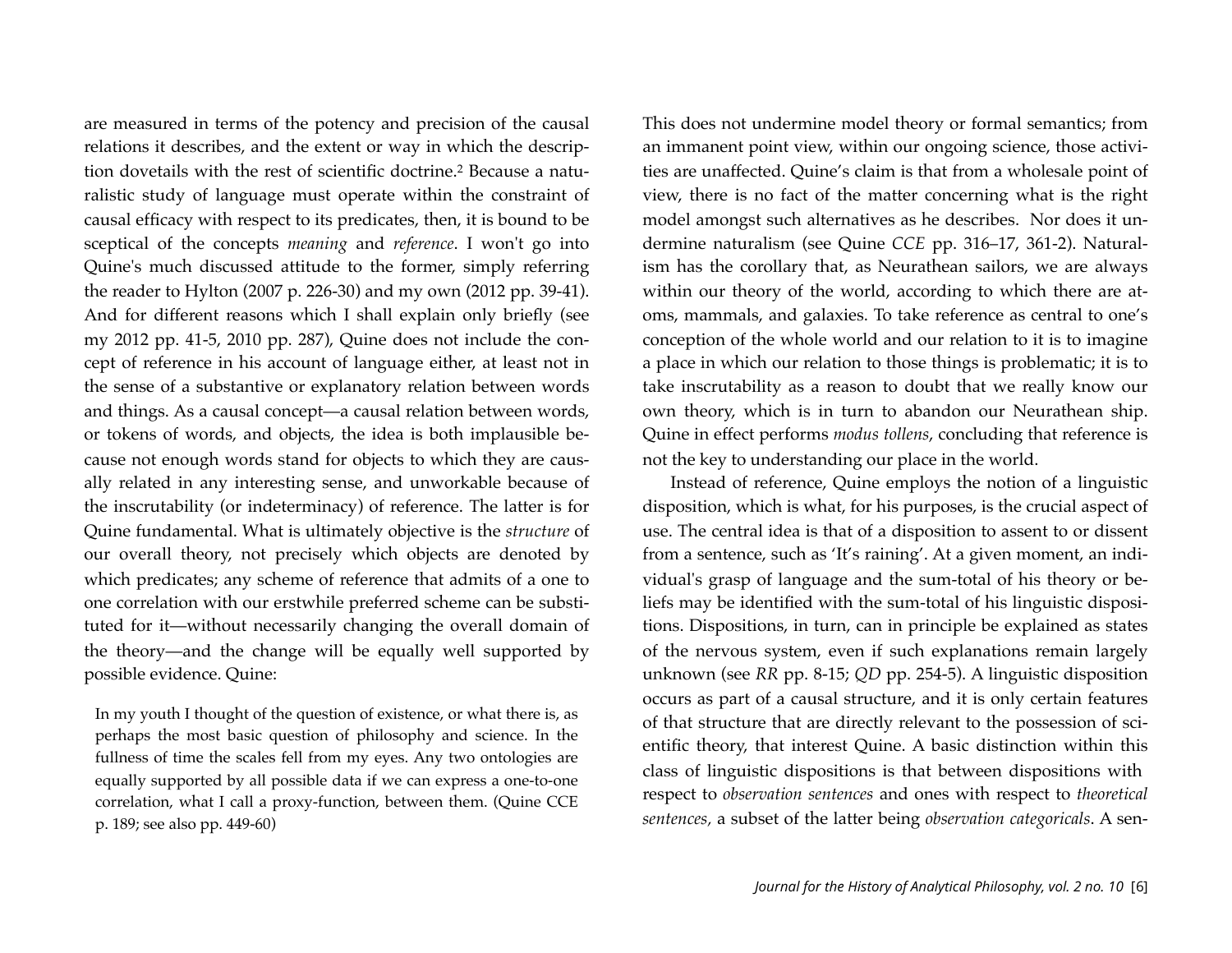are measured in terms of the potency and precision of the causal relations it describes, and the extent or way in which the description dovetails with the rest of scientific doctrine.[2] Because a naturalistic study of language must operate within the constraint of causal efficacy with respect to its predicates, then, it is bound to be sceptical of the concepts *meaning* and *reference*. I won't go into Quine's much discussed attitude to the former, simply referring the reader to Hylton (2007 p. 226-30) and my own (2012 pp. 39-41). And for different reasons which I shall explain only briefly (see my 2012 pp. 41-5, 2010 pp. 287), Quine does not include the concept of reference in his account of language either, at least not in the sense of a substantive or explanatory relation between words and things. As a causal concept—a causal relation between words, or tokens of words, and objects, the idea is both implausible because not enough words stand for objects to which they are causally related in any interesting sense, and unworkable because of the inscrutability (or indeterminacy) of reference. The latter is for Quine fundamental. What is ultimately objective is the *structure* of our overall theory, not precisely which objects are denoted by which predicates; any scheme of reference that admits of a one to one correlation with our erstwhile preferred scheme can be substituted for it—without necessarily changing the overall domain of the theory—and the change will be equally well supported by possible evidence. Quine:

> In my youth I thought of the question of existence, or what there is, as perhaps the most basic question of philosophy and science. In the fullness of time the scales fell from my eyes. Any two ontologies are equally supported by all possible data if we can express a one-to-one correlation, what I call a proxy-function, between them. (Quine CCE p. 189; see also pp. 449-60)

This does not undermine model theory or formal semantics; from an immanent point view, within our ongoing science, those activities are unaffected. Quine's claim is that from a wholesale point of view, there is no fact of the matter concerning what is the right model amongst such alternatives as he describes. Nor does it undermine naturalism (see Quine *CCE* pp. 316–17, 361-2). Naturalism has the corollary that, as Neurathean sailors, we are always within our theory of the world, according to which there are atoms, mammals, and galaxies. To take reference as central to one's conception of the whole world and our relation to it is to imagine a place in which our relation to those things is problematic; it is to take inscrutability as a reason to doubt that we really know our own theory, which is in turn to abandon our Neurathean ship. Quine in effect performs *modus tollens*, concluding that reference is not the key to understanding our place in the world.

Instead of reference, Quine employs the notion of a linguistic disposition, which is what, for his purposes, is the crucial aspect of use. The central idea is that of a disposition to assent to or dissent from a sentence, such as 'It's raining'. At a given moment, an individual's grasp of language and the sum-total of his theory or beliefs may be identified with the sum-total of his linguistic dispositions. Dispositions, in turn, can in principle be explained as states of the nervous system, even if such explanations remain largely unknown (see *RR* pp. 8-15; *QD* pp. 254-5). A linguistic disposition occurs as part of a causal structure, and it is only certain features of that structure that are directly relevant to the possession of scientific theory, that interest Quine. A basic distinction within this class of linguistic dispositions is that between dispositions with respect to *observation sentences* and ones with respect to *theoretical sentences,* a subset of the latter being *observation categoricals*. A sen-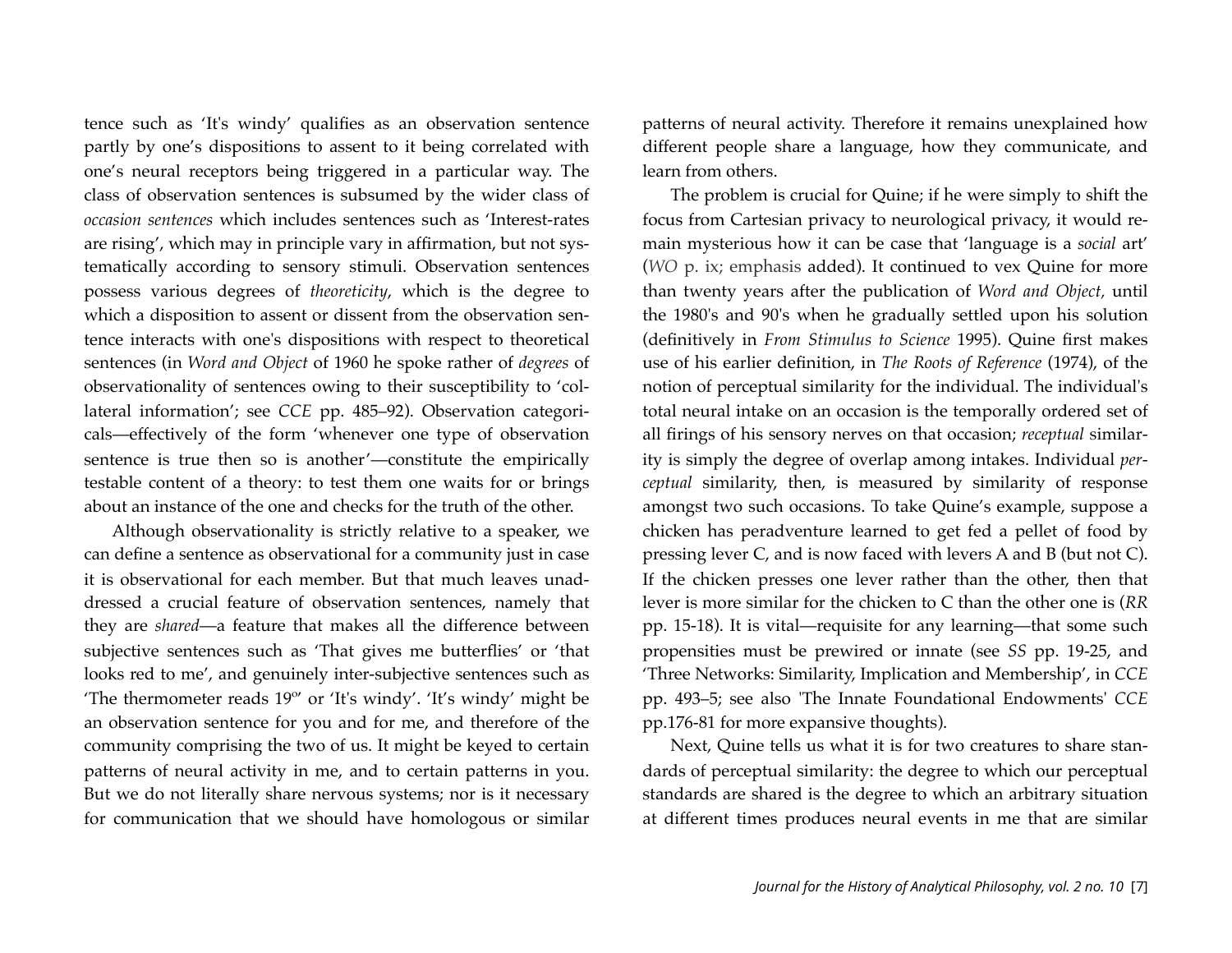tence such as 'It's windy' qualifies as an observation sentence partly by one's dispositions to assent to it being correlated with one's neural receptors being triggered in a particular way. The class of observation sentences is subsumed by the wider class of *occasion sentences* which includes sentences such as 'Interest-rates are rising', which may in principle vary in affirmation, but not systematically according to sensory stimuli. Observation sentences possess various degrees of *theoreticity*, which is the degree to which a disposition to assent or dissent from the observation sentence interacts with one's dispositions with respect to theoretical sentences (in *Word and Object* of 1960 he spoke rather of *degrees* of observationality of sentences owing to their susceptibility to 'collateral information'; see *CCE* pp. 485–92). Observation categoricals—effectively of the form 'whenever one type of observation sentence is true then so is another'—constitute the empirically testable content of a theory: to test them one waits for or brings about an instance of the one and checks for the truth of the other.

Although observationality is strictly relative to a speaker, we can define a sentence as observational for a community just in case it is observational for each member. But that much leaves unaddressed a crucial feature of observation sentences, namely that they are *shared*—a feature that makes all the difference between subjective sentences such as 'That gives me butterflies' or 'that looks red to me', and genuinely inter-subjective sentences such as 'The thermometer reads 19º' or 'It's windy'. 'It's windy' might be an observation sentence for you and for me, and therefore of the community comprising the two of us. It might be keyed to certain patterns of neural activity in me, and to certain patterns in you. But we do not literally share nervous systems; nor is it necessary for communication that we should have homologous or similar patterns of neural activity. Therefore it remains unexplained how different people share a language, how they communicate, and learn from others.

The problem is crucial for Quine; if he were simply to shift the focus from Cartesian privacy to neurological privacy, it would remain mysterious how it can be case that 'language is a *social* art' (*WO* p. ix; emphasis added). It continued to vex Quine for more than twenty years after the publication of *Word and Object,* until the 1980's and 90's when he gradually settled upon his solution (definitively in *From Stimulus to Science* 1995). Quine first makes use of his earlier definition, in *The Roots of Reference* (1974), of the notion of perceptual similarity for the individual. The individual's total neural intake on an occasion is the temporally ordered set of all firings of his sensory nerves on that occasion; *receptual* similarity is simply the degree of overlap among intakes. Individual *perceptual* similarity, then, is measured by similarity of response amongst two such occasions. To take Quine's example, suppose a chicken has peradventure learned to get fed a pellet of food by pressing lever C, and is now faced with levers A and B (but not C). If the chicken presses one lever rather than the other, then that lever is more similar for the chicken to C than the other one is (*RR* pp. 15-18). It is vital—requisite for any learning—that some such propensities must be prewired or innate (see *SS* pp. 19-25, and 'Three Networks: Similarity, Implication and Membership', in *CCE* pp. 493–5; see also 'The Innate Foundational Endowments' *CCE* pp.176-81 for more expansive thoughts).

Next, Quine tells us what it is for two creatures to share standards of perceptual similarity: the degree to which our perceptual standards are shared is the degree to which an arbitrary situation at different times produces neural events in me that are similar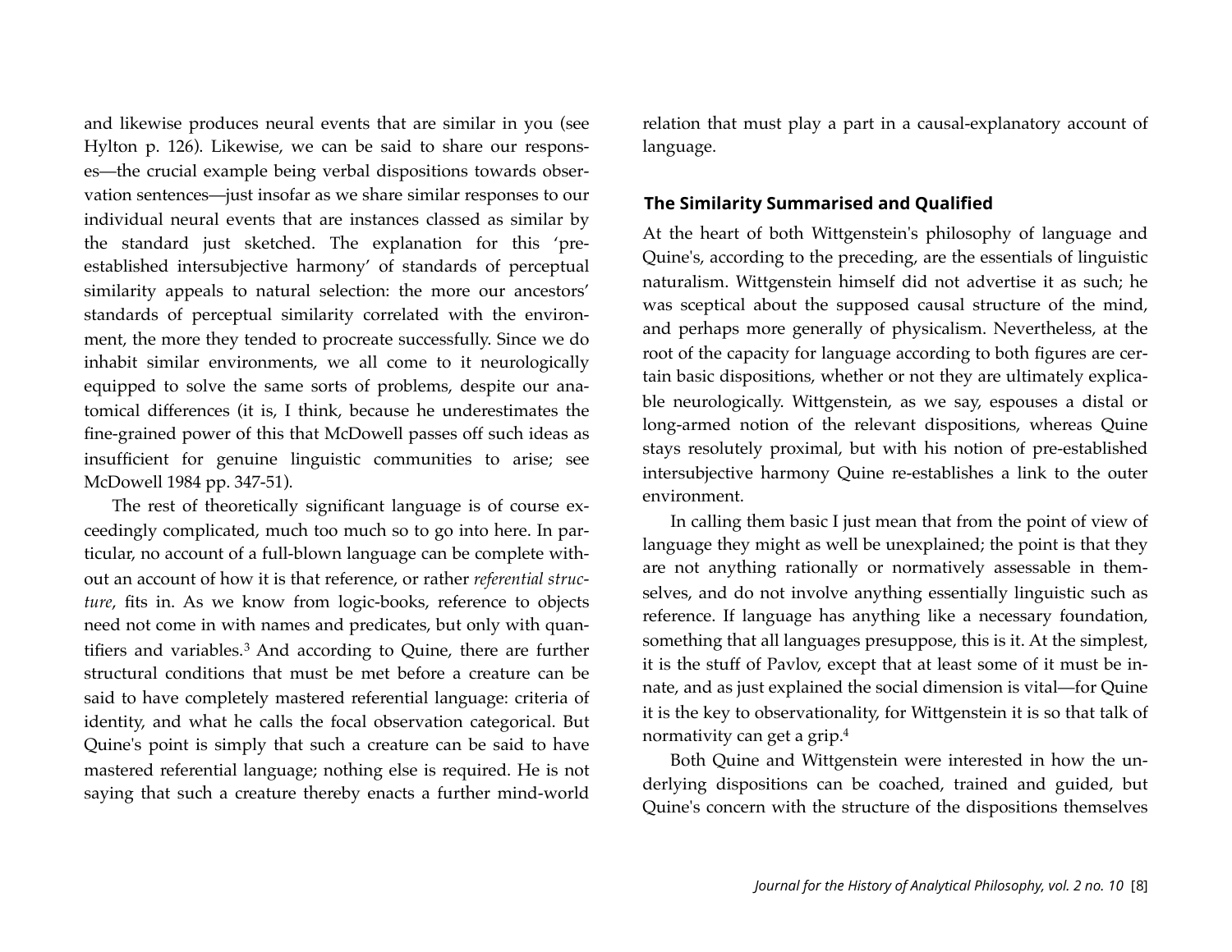and likewise produces neural events that are similar in you (see Hylton p. 126). Likewise, we can be said to share our responses—the crucial example being verbal dispositions towards observation sentences—just insofar as we share similar responses to our individual neural events that are instances classed as similar by the standard just sketched. The explanation for this 'pre-established intersubjective harmony' of standards of perceptual similarity appeals to natural selection: the more our ancestors' standards of perceptual similarity correlated with the environment, the more they tended to procreate successfully. Since we do inhabit similar environments, we all come to it neurologically equipped to solve the same sorts of problems, despite our anatomical differences (it is, I think, because he underestimates the fine-grained power of this that McDowell passes off such ideas as insufficient for genuine linguistic communities to arise; see McDowell 1984 pp. 347-51).

The rest of theoretically significant language is of course exceedingly complicated, much too much so to go into here. In particular, no account of a full-blown language can be complete without an account of how it is that reference, or rather *referential structure*, fits in. As we know from logic-books, reference to objects need not come in with names and predicates, but only with quantifiers and variables.[3] And according to Quine, there are further structural conditions that must be met before a creature can be said to have completely mastered referential language: criteria of identity, and what he calls the focal observation categorical. But Quine's point is simply that such a creature can be said to have mastered referential language; nothing else is required. He is not saying that such a creature thereby enacts a further mind-world relation that must play a part in a causal-explanatory account of language.

## The Similarity Summarised and Qualified

At the heart of both Wittgenstein's philosophy of language and Quine's, according to the preceding, are the essentials of linguistic naturalism. Wittgenstein himself did not advertise it as such; he was sceptical about the supposed causal structure of the mind, and perhaps more generally of physicalism. Nevertheless, at the root of the capacity for language according to both figures are certain basic dispositions, whether or not they are ultimately explicable neurologically. Wittgenstein, as we say, espouses a distal or long-armed notion of the relevant dispositions, whereas Quine stays resolutely proximal, but with his notion of pre-established intersubjective harmony Quine re-establishes a link to the outer environment.

In calling them basic I just mean that from the point of view of language they might as well be unexplained; the point is that they are not anything rationally or normatively assessable in themselves, and do not involve anything essentially linguistic such as reference. If language has anything like a necessary foundation, something that all languages presuppose, this is it. At the simplest, it is the stuff of Pavlov, except that at least some of it must be innate, and as just explained the social dimension is vital—for Quine it is the key to observationality, for Wittgenstein it is so that talk of normativity can get a grip.[4]

Both Quine and Wittgenstein were interested in how the underlying dispositions can be coached, trained and guided, but Quine's concern with the structure of the dispositions themselves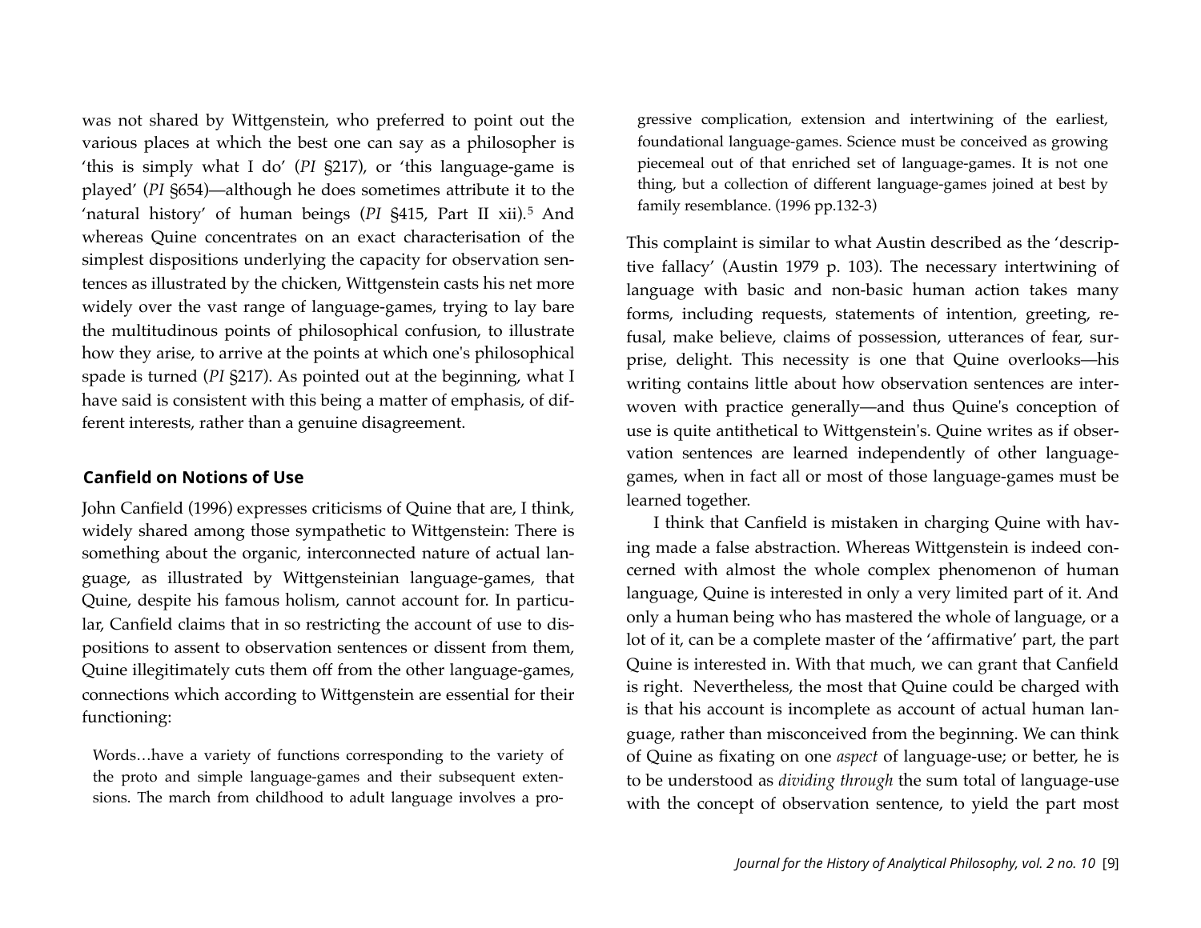was not shared by Wittgenstein, who preferred to point out the various places at which the best one can say as a philosopher is 'this is simply what I do' (*PI* §217), or 'this language-game is played' (*PI* §654)—although he does sometimes attribute it to the 'natural history' of human beings (*PI* §415, Part II xii).[5] And whereas Quine concentrates on an exact characterisation of the simplest dispositions underlying the capacity for observation sentences as illustrated by the chicken, Wittgenstein casts his net more widely over the vast range of language-games, trying to lay bare the multitudinous points of philosophical confusion, to illustrate how they arise, to arrive at the points at which one's philosophical spade is turned (*PI* §217). As pointed out at the beginning, what I have said is consistent with this being a matter of emphasis, of different interests, rather than a genuine disagreement.

## Canfield on Notions of Use

John Canfield (1996) expresses criticisms of Quine that are, I think, widely shared among those sympathetic to Wittgenstein: There is something about the organic, interconnected nature of actual language, as illustrated by Wittgensteinian language-games, that Quine, despite his famous holism, cannot account for. In particular, Canfield claims that in so restricting the account of use to dispositions to assent to observation sentences or dissent from them, Quine illegitimately cuts them off from the other language-games, connections which according to Wittgenstein are essential for their functioning:

> Words…have a variety of functions corresponding to the variety of the proto and simple language-games and their subsequent extensions. The march from childhood to adult language involves a progressive complication, extension and intertwining of the earliest, foundational language-games. Science must be conceived as growing piecemeal out of that enriched set of language-games. It is not one thing, but a collection of different language-games joined at best by family resemblance. (1996 pp.132-3)

This complaint is similar to what Austin described as the 'descriptive fallacy' (Austin 1979 p. 103). The necessary intertwining of language with basic and non-basic human action takes many forms, including requests, statements of intention, greeting, refusal, make believe, claims of possession, utterances of fear, surprise, delight. This necessity is one that Quine overlooks—his writing contains little about how observation sentences are interwoven with practice generally—and thus Quine's conception of use is quite antithetical to Wittgenstein's. Quine writes as if observation sentences are learned independently of other language-games, when in fact all or most of those language-games must be learned together.

I think that Canfield is mistaken in charging Quine with having made a false abstraction. Whereas Wittgenstein is indeed concerned with almost the whole complex phenomenon of human language, Quine is interested in only a very limited part of it. And only a human being who has mastered the whole of language, or a lot of it, can be a complete master of the 'affirmative' part, the part Quine is interested in. With that much, we can grant that Canfield is right. Nevertheless, the most that Quine could be charged with is that his account is incomplete as account of actual human language, rather than misconceived from the beginning. We can think of Quine as fixating on one *aspect* of language-use; or better, he is to be understood as *dividing through* the sum total of language-use with the concept of observation sentence, to yield the part most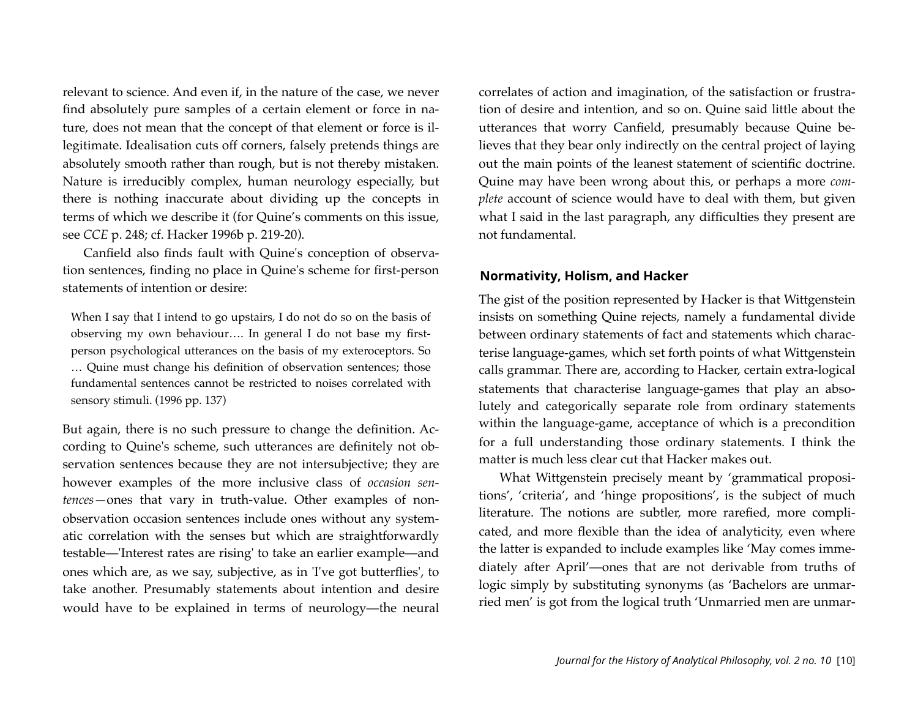relevant to science. And even if, in the nature of the case, we never find absolutely pure samples of a certain element or force in nature, does not mean that the concept of that element or force is illegitimate. Idealisation cuts off corners, falsely pretends things are absolutely smooth rather than rough, but is not thereby mistaken. Nature is irreducibly complex, human neurology especially, but there is nothing inaccurate about dividing up the concepts in terms of which we describe it (for Quine's comments on this issue, see *CCE* p. 248; cf. Hacker 1996b p. 219-20).

Canfield also finds fault with Quine's conception of observation sentences, finding no place in Quine's scheme for first-person statements of intention or desire:

> When I say that I intend to go upstairs, I do not do so on the basis of observing my own behaviour…. In general I do not base my first-person psychological utterances on the basis of my exteroceptors. So … Quine must change his definition of observation sentences; those fundamental sentences cannot be restricted to noises correlated with sensory stimuli. (1996 pp. 137)

But again, there is no such pressure to change the definition. According to Quine's scheme, such utterances are definitely not observation sentences because they are not intersubjective; they are however examples of the more inclusive class of *occasion sentences*—ones that vary in truth-value. Other examples of non-observation occasion sentences include ones without any systematic correlation with the senses but which are straightforwardly testable—'Interest rates are rising' to take an earlier example—and ones which are, as we say, subjective, as in 'I've got butterflies', to take another. Presumably statements about intention and desire would have to be explained in terms of neurology—the neural correlates of action and imagination, of the satisfaction or frustration of desire and intention, and so on. Quine said little about the utterances that worry Canfield, presumably because Quine believes that they bear only indirectly on the central project of laying out the main points of the leanest statement of scientific doctrine. Quine may have been wrong about this, or perhaps a more *complete* account of science would have to deal with them, but given what I said in the last paragraph, any difficulties they present are not fundamental.

## Normativity, Holism, and Hacker

The gist of the position represented by Hacker is that Wittgenstein insists on something Quine rejects, namely a fundamental divide between ordinary statements of fact and statements which characterise language-games, which set forth points of what Wittgenstein calls grammar. There are, according to Hacker, certain extra-logical statements that characterise language-games that play an absolutely and categorically separate role from ordinary statements within the language-game, acceptance of which is a precondition for a full understanding those ordinary statements. I think the matter is much less clear cut that Hacker makes out.

What Wittgenstein precisely meant by 'grammatical propositions', 'criteria', and 'hinge propositions', is the subject of much literature. The notions are subtler, more rarefied, more complicated, and more flexible than the idea of analyticity, even where the latter is expanded to include examples like 'May comes immediately after April'—ones that are not derivable from truths of logic simply by substituting synonyms (as 'Bachelors are unmarried men' is got from the logical truth 'Unmarried men are unmar-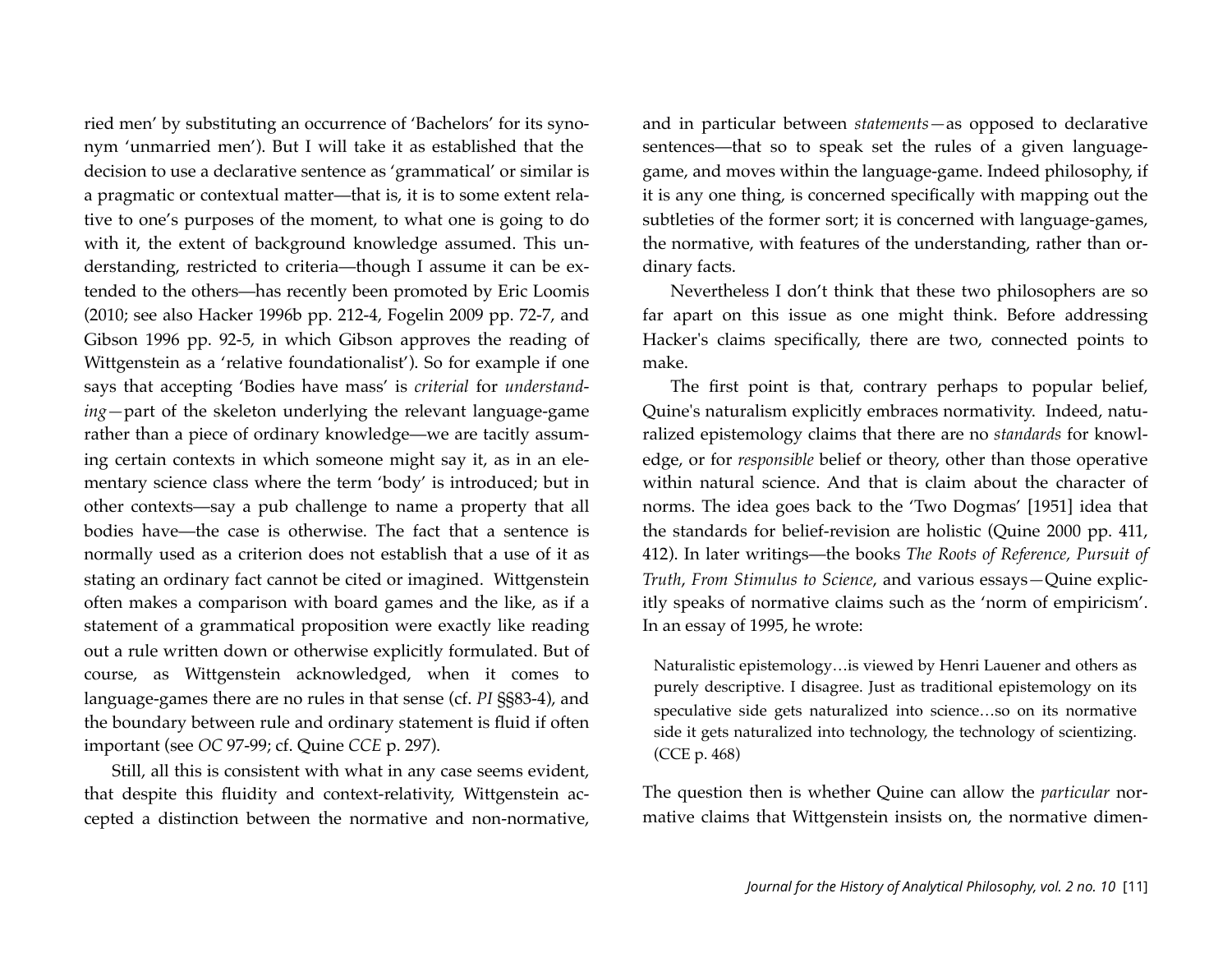ried men' by substituting an occurrence of 'Bachelors' for its synonym 'unmarried men'). But I will take it as established that the decision to use a declarative sentence as 'grammatical' or similar is a pragmatic or contextual matter—that is, it is to some extent relative to one's purposes of the moment, to what one is going to do with it, the extent of background knowledge assumed. This understanding, restricted to criteria—though I assume it can be extended to the others—has recently been promoted by Eric Loomis (2010; see also Hacker 1996b pp. 212-4, Fogelin 2009 pp. 72-7, and Gibson 1996 pp. 92-5, in which Gibson approves the reading of Wittgenstein as a 'relative foundationalist'). So for example if one says that accepting 'Bodies have mass' is *criterial* for *understanding*—part of the skeleton underlying the relevant language-game rather than a piece of ordinary knowledge—we are tacitly assuming certain contexts in which someone might say it, as in an elementary science class where the term 'body' is introduced; but in other contexts—say a pub challenge to name a property that all bodies have—the case is otherwise. The fact that a sentence is normally used as a criterion does not establish that a use of it as stating an ordinary fact cannot be cited or imagined. Wittgenstein often makes a comparison with board games and the like, as if a statement of a grammatical proposition were exactly like reading out a rule written down or otherwise explicitly formulated. But of course, as Wittgenstein acknowledged, when it comes to language-games there are no rules in that sense (cf. *PI* §§83-4), and the boundary between rule and ordinary statement is fluid if often important (see *OC* 97-99; cf. Quine *CCE* p. 297).

Still, all this is consistent with what in any case seems evident, that despite this fluidity and context-relativity, Wittgenstein accepted a distinction between the normative and non-normative, and in particular between *statements*—as opposed to declarative sentences—that so to speak set the rules of a given language-game, and moves within the language-game. Indeed philosophy, if it is any one thing, is concerned specifically with mapping out the subtleties of the former sort; it is concerned with language-games, the normative, with features of the understanding, rather than ordinary facts.

Nevertheless I don't think that these two philosophers are so far apart on this issue as one might think. Before addressing Hacker's claims specifically, there are two, connected points to make.

The first point is that, contrary perhaps to popular belief, Quine's naturalism explicitly embraces normativity. Indeed, naturalized epistemology claims that there are no *standards* for knowledge, or for *responsible* belief or theory, other than those operative within natural science. And that is claim about the character of norms. The idea goes back to the 'Two Dogmas' [1951] idea that the standards for belief-revision are holistic (Quine 2000 pp. 411, 412). In later writings—the books *The Roots of Reference*, *Pursuit of Truth*, *From Stimulus to Science*, and various essays—Quine explicitly speaks of normative claims such as the 'norm of empiricism'. In an essay of 1995, he wrote:

> Naturalistic epistemology…is viewed by Henri Lauener and others as purely descriptive. I disagree. Just as traditional epistemology on its speculative side gets naturalized into science…so on its normative side it gets naturalized into technology, the technology of scientizing. (CCE p. 468)

The question then is whether Quine can allow the *particular* normative claims that Wittgenstein insists on, the normative dimen-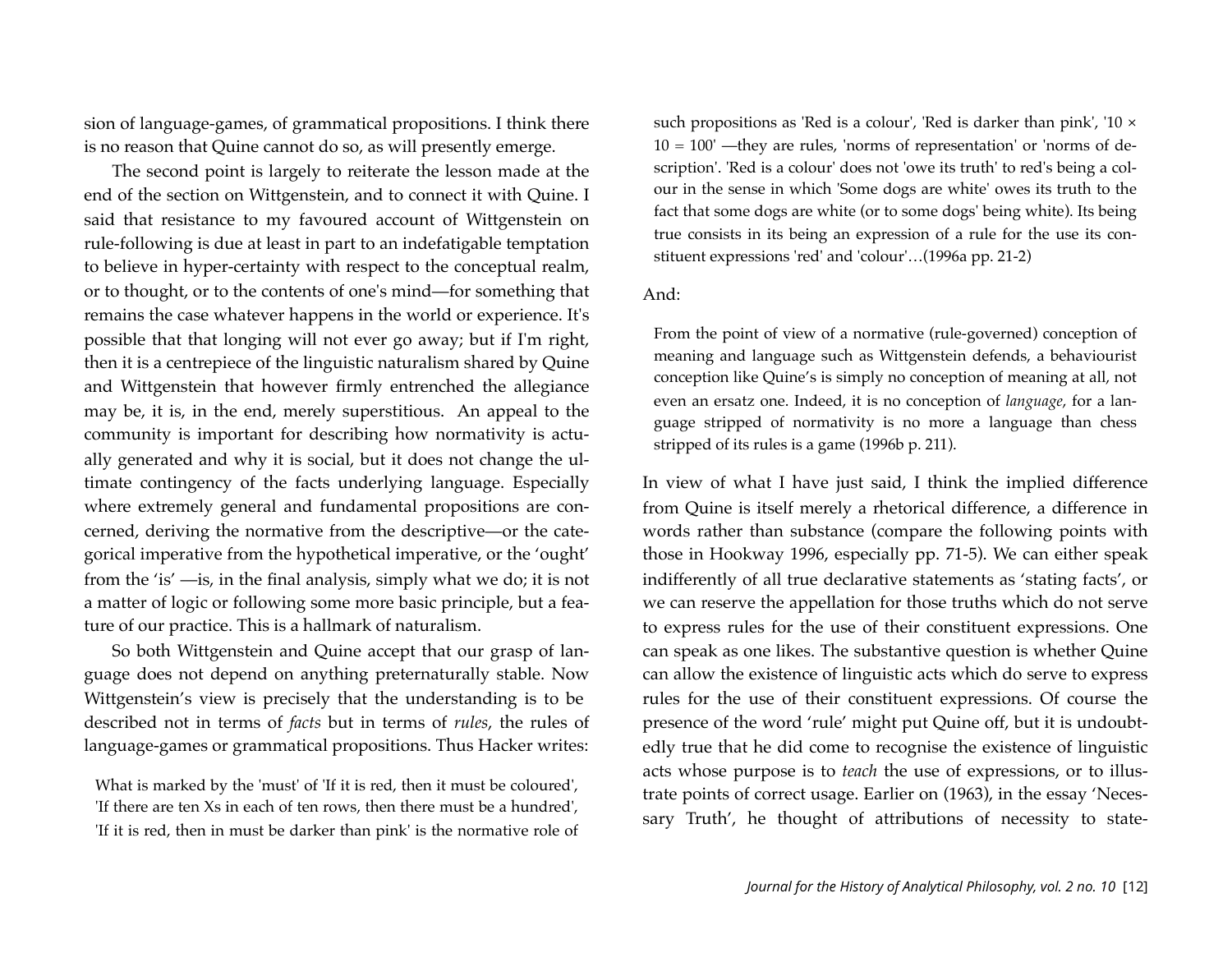sion of language-games, of grammatical propositions. I think there is no reason that Quine cannot do so, as will presently emerge.

The second point is largely to reiterate the lesson made at the end of the section on Wittgenstein, and to connect it with Quine. I said that resistance to my favoured account of Wittgenstein on rule-following is due at least in part to an indefatigable temptation to believe in hyper-certainty with respect to the conceptual realm, or to thought, or to the contents of one's mind—for something that remains the case whatever happens in the world or experience. It's possible that that longing will not ever go away; but if I'm right, then it is a centrepiece of the linguistic naturalism shared by Quine and Wittgenstein that however firmly entrenched the allegiance may be, it is, in the end, merely superstitious. An appeal to the community is important for describing how normativity is actually generated and why it is social, but it does not change the ultimate contingency of the facts underlying language. Especially where extremely general and fundamental propositions are concerned, deriving the normative from the descriptive—or the categorical imperative from the hypothetical imperative, or the 'ought' from the 'is' —is, in the final analysis, simply what we do; it is not a matter of logic or following some more basic principle, but a feature of our practice. This is a hallmark of naturalism.

So both Wittgenstein and Quine accept that our grasp of language does not depend on anything preternaturally stable. Now Wittgenstein's view is precisely that the understanding is to be described not in terms of *facts* but in terms of *rules*, the rules of language-games or grammatical propositions. Thus Hacker writes:

> What is marked by the 'must' of 'If it is red, then it must be coloured', 'If there are ten Xs in each of ten rows, then there must be a hundred', 'If it is red, then in must be darker than pink' is the normative role of such propositions as 'Red is a colour', 'Red is darker than pink', '10 × 10 = 100' —they are rules, 'norms of representation' or 'norms of description'. 'Red is a colour' does not 'owe its truth' to red's being a colour in the sense in which 'Some dogs are white' owes its truth to the fact that some dogs are white (or to some dogs' being white). Its being true consists in its being an expression of a rule for the use its constituent expressions 'red' and 'colour'…(1996a pp. 21-2)

And:

> From the point of view of a normative (rule-governed) conception of meaning and language such as Wittgenstein defends, a behaviourist conception like Quine's is simply no conception of meaning at all, not even an ersatz one. Indeed, it is no conception of *language*, for a language stripped of normativity is no more a language than chess stripped of its rules is a game (1996b p. 211).

In view of what I have just said, I think the implied difference from Quine is itself merely a rhetorical difference, a difference in words rather than substance (compare the following points with those in Hookway 1996, especially pp. 71-5). We can either speak indifferently of all true declarative statements as 'stating facts', or we can reserve the appellation for those truths which do not serve to express rules for the use of their constituent expressions. One can speak as one likes. The substantive question is whether Quine can allow the existence of linguistic acts which do serve to express rules for the use of their constituent expressions. Of course the presence of the word 'rule' might put Quine off, but it is undoubtedly true that he did come to recognise the existence of linguistic acts whose purpose is to *teach* the use of expressions, or to illustrate points of correct usage. Earlier on (1963), in the essay 'Necessary Truth', he thought of attributions of necessity to state-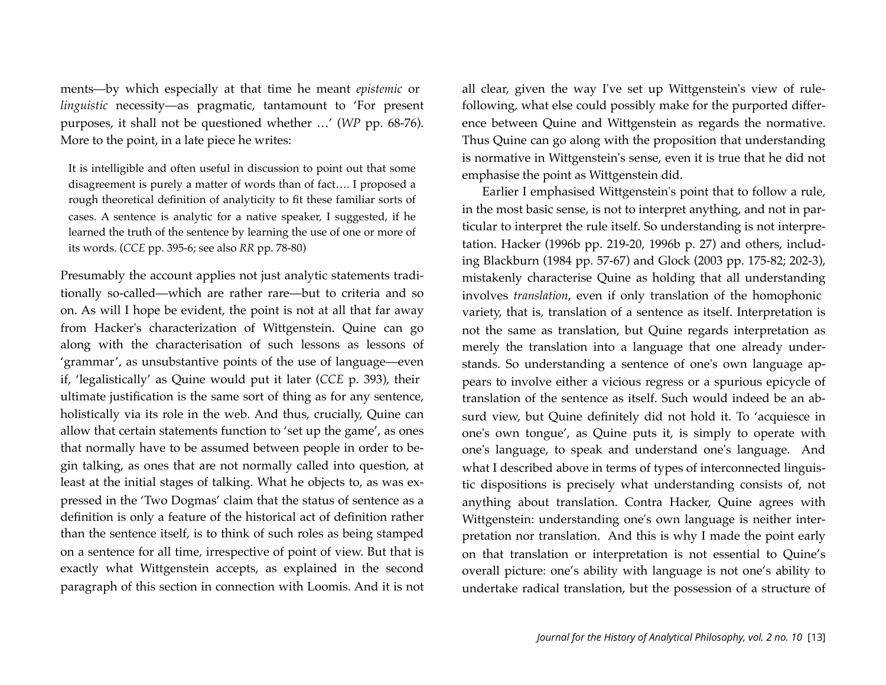ments—by which especially at that time he meant *epistemic* or *linguistic* necessity—as pragmatic, tantamount to 'For present purposes, it shall not be questioned whether …' (*WP* pp. 68-76). More to the point, in a late piece he writes:

> It is intelligible and often useful in discussion to point out that some disagreement is purely a matter of words than of fact…. I proposed a rough theoretical definition of analyticity to fit these familiar sorts of cases. A sentence is analytic for a native speaker, I suggested, if he learned the truth of the sentence by learning the use of one or more of its words. (*CCE* pp. 395-6; see also *RR* pp. 78-80)

Presumably the account applies not just analytic statements traditionally so-called—which are rather rare—but to criteria and so on. As will I hope be evident, the point is not at all that far away from Hacker's characterization of Wittgenstein. Quine can go along with the characterisation of such lessons as lessons of 'grammar', as unsubstantive points of the use of language—even if, 'legalistically' as Quine would put it later (*CCE* p. 393), their ultimate justification is the same sort of thing as for any sentence, holistically via its role in the web. And thus, crucially, Quine can allow that certain statements function to 'set up the game', as ones that normally have to be assumed between people in order to begin talking, as ones that are not normally called into question, at least at the initial stages of talking. What he objects to, as was expressed in the 'Two Dogmas' claim that the status of sentence as a definition is only a feature of the historical act of definition rather than the sentence itself, is to think of such roles as being stamped on a sentence for all time, irrespective of point of view. But that is exactly what Wittgenstein accepts, as explained in the second paragraph of this section in connection with Loomis. And it is not all clear, given the way I've set up Wittgenstein's view of rule-following, what else could possibly make for the purported difference between Quine and Wittgenstein as regards the normative. Thus Quine can go along with the proposition that understanding is normative in Wittgenstein's sense, even it is true that he did not emphasise the point as Wittgenstein did.

Earlier I emphasised Wittgenstein's point that to follow a rule, in the most basic sense, is not to interpret anything, and not in particular to interpret the rule itself. So understanding is not interpretation. Hacker (1996b pp. 219-20, 1996b p. 27) and others, including Blackburn (1984 pp. 57-67) and Glock (2003 pp. 175-82; 202-3), mistakenly characterise Quine as holding that all understanding involves *translation*, even if only translation of the homophonic variety, that is, translation of a sentence as itself. Interpretation is not the same as translation, but Quine regards interpretation as merely the translation into a language that one already understands. So understanding a sentence of one's own language appears to involve either a vicious regress or a spurious epicycle of translation of the sentence as itself. Such would indeed be an absurd view, but Quine definitely did not hold it. To 'acquiesce in one's own tongue', as Quine puts it, is simply to operate with one's language, to speak and understand one's language. And what I described above in terms of types of interconnected linguistic dispositions is precisely what understanding consists of, not anything about translation. Contra Hacker, Quine agrees with Wittgenstein: understanding one's own language is neither interpretation nor translation. And this is why I made the point early on that translation or interpretation is not essential to Quine's overall picture: one's ability with language is not one's ability to undertake radical translation, but the possession of a structure of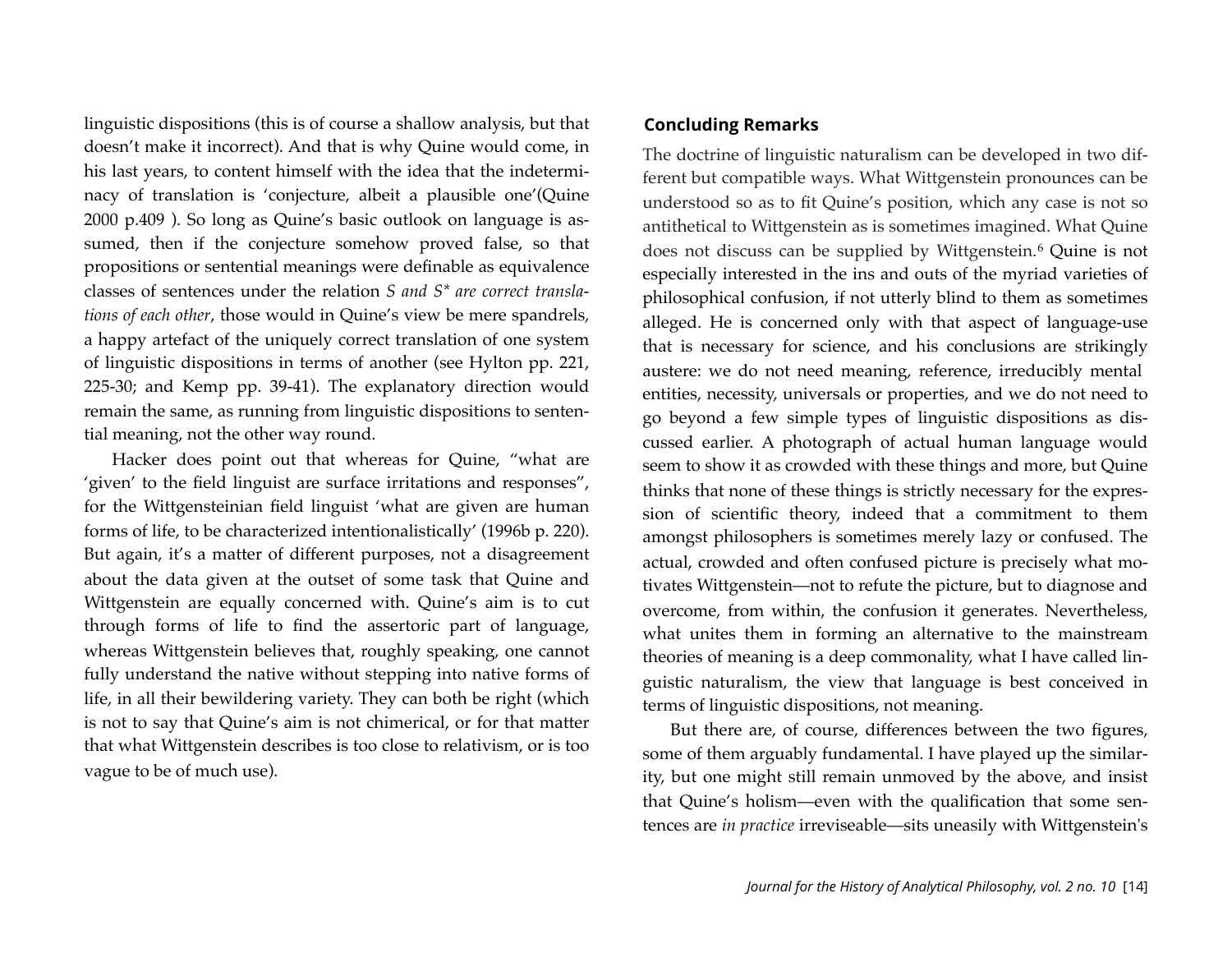linguistic dispositions (this is of course a shallow analysis, but that doesn't make it incorrect). And that is why Quine would come, in his last years, to content himself with the idea that the indeterminacy of translation is 'conjecture, albeit a plausible one'(Quine 2000 p.409 ). So long as Quine's basic outlook on language is assumed, then if the conjecture somehow proved false, so that propositions or sentential meanings were definable as equivalence classes of sentences under the relation *S and S\* are correct translations of each other*, those would in Quine's view be mere spandrels, a happy artefact of the uniquely correct translation of one system of linguistic dispositions in terms of another (see Hylton pp. 221, 225-30; and Kemp pp. 39-41). The explanatory direction would remain the same, as running from linguistic dispositions to sentential meaning, not the other way round.

Hacker does point out that whereas for Quine, "what are 'given' to the field linguist are surface irritations and responses", for the Wittgensteinian field linguist 'what are given are human forms of life, to be characterized intentionalistically' (1996b p. 220). But again, it's a matter of different purposes, not a disagreement about the data given at the outset of some task that Quine and Wittgenstein are equally concerned with. Quine's aim is to cut through forms of life to find the assertoric part of language, whereas Wittgenstein believes that, roughly speaking, one cannot fully understand the native without stepping into native forms of life, in all their bewildering variety. They can both be right (which is not to say that Quine's aim is not chimerical, or for that matter that what Wittgenstein describes is too close to relativism, or is too vague to be of much use).

## Concluding Remarks

The doctrine of linguistic naturalism can be developed in two different but compatible ways. What Wittgenstein pronounces can be understood so as to fit Quine's position, which any case is not so antithetical to Wittgenstein as is sometimes imagined. What Quine does not discuss can be supplied by Wittgenstein.[6] Quine is not especially interested in the ins and outs of the myriad varieties of philosophical confusion, if not utterly blind to them as sometimes alleged. He is concerned only with that aspect of language-use that is necessary for science, and his conclusions are strikingly austere: we do not need meaning, reference, irreducibly mental entities, necessity, universals or properties, and we do not need to go beyond a few simple types of linguistic dispositions as discussed earlier. A photograph of actual human language would seem to show it as crowded with these things and more, but Quine thinks that none of these things is strictly necessary for the expression of scientific theory, indeed that a commitment to them amongst philosophers is sometimes merely lazy or confused. The actual, crowded and often confused picture is precisely what motivates Wittgenstein—not to refute the picture, but to diagnose and overcome, from within, the confusion it generates. Nevertheless, what unites them in forming an alternative to the mainstream theories of meaning is a deep commonality, what I have called linguistic naturalism, the view that language is best conceived in terms of linguistic dispositions, not meaning.

But there are, of course, differences between the two figures, some of them arguably fundamental. I have played up the similarity, but one might still remain unmoved by the above, and insist that Quine's holism—even with the qualification that some sentences are *in practice* irreviseable—sits uneasily with Wittgenstein's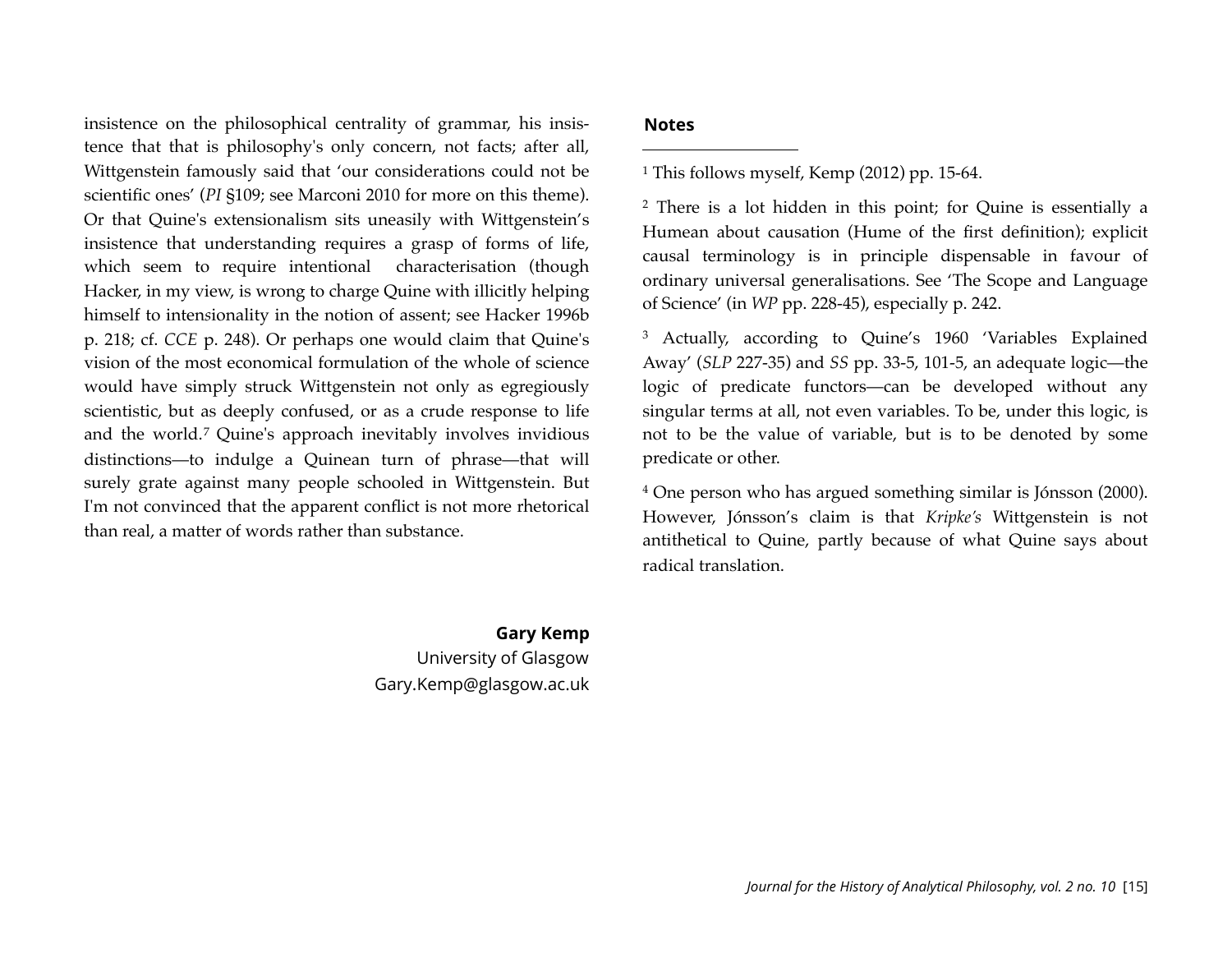insistence on the philosophical centrality of grammar, his insistence that that is philosophy's only concern, not facts; after all, Wittgenstein famously said that 'our considerations could not be scientific ones' (*PI* §109; see Marconi 2010 for more on this theme). Or that Quine's extensionalism sits uneasily with Wittgenstein's insistence that understanding requires a grasp of forms of life, which seem to require intentional characterisation (though Hacker, in my view, is wrong to charge Quine with illicitly helping himself to intensionality in the notion of assent; see Hacker 1996b p. 218; cf. *CCE* p. 248). Or perhaps one would claim that Quine's vision of the most economical formulation of the whole of science would have simply struck Wittgenstein not only as egregiously scientistic, but as deeply confused, or as a crude response to life and the world.[7] Quine's approach inevitably involves invidious distinctions—to indulge a Quinean turn of phrase—that will surely grate against many people schooled in Wittgenstein. But I'm not convinced that the apparent conflict is not more rhetorical than real, a matter of words rather than substance.

**Gary Kemp**
University of Glasgow
Gary.Kemp@glasgow.ac.uk

## Notes

[1] This follows myself, Kemp (2012) pp. 15-64.

[2] There is a lot hidden in this point; for Quine is essentially a Humean about causation (Hume of the first definition); explicit causal terminology is in principle dispensable in favour of ordinary universal generalisations. See 'The Scope and Language of Science' (in *WP* pp. 228-45), especially p. 242.

[3] Actually, according to Quine's 1960 'Variables Explained Away' (*SLP* 227-35) and *SS* pp. 33-5, 101-5, an adequate logic—the logic of predicate functors—can be developed without any singular terms at all, not even variables. To be, under this logic, is not to be the value of variable, but is to be denoted by some predicate or other.

[4] One person who has argued something similar is Jónsson (2000). However, Jónsson's claim is that *Kripke's* Wittgenstein is not antithetical to Quine, partly because of what Quine says about radical translation.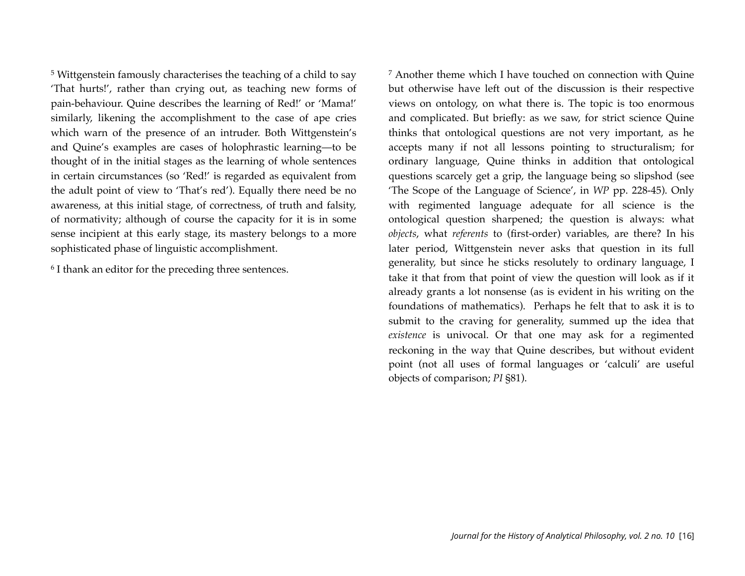[5] Wittgenstein famously characterises the teaching of a child to say 'That hurts!', rather than crying out, as teaching new forms of pain-behaviour. Quine describes the learning of Red!' or 'Mama!' similarly, likening the accomplishment to the case of ape cries which warn of the presence of an intruder. Both Wittgenstein's and Quine's examples are cases of holophrastic learning—to be thought of in the initial stages as the learning of whole sentences in certain circumstances (so 'Red!' is regarded as equivalent from the adult point of view to 'That's red'). Equally there need be no awareness, at this initial stage, of correctness, of truth and falsity, of normativity; although of course the capacity for it is in some sense incipient at this early stage, its mastery belongs to a more sophisticated phase of linguistic accomplishment.

[6] I thank an editor for the preceding three sentences.

[7] Another theme which I have touched on connection with Quine but otherwise have left out of the discussion is their respective views on ontology, on what there is. The topic is too enormous and complicated. But briefly: as we saw, for strict science Quine thinks that ontological questions are not very important, as he accepts many if not all lessons pointing to structuralism; for ordinary language, Quine thinks in addition that ontological questions scarcely get a grip, the language being so slipshod (see 'The Scope of the Language of Science', in *WP* pp. 228-45). Only with regimented language adequate for all science is the ontological question sharpened; the question is always: what *objects*, what *referents* to (first-order) variables, are there? In his later period, Wittgenstein never asks that question in its full generality, but since he sticks resolutely to ordinary language, I take it that from that point of view the question will look as if it already grants a lot nonsense (as is evident in his writing on the foundations of mathematics). Perhaps he felt that to ask it is to submit to the craving for generality, summed up the idea that *existence* is univocal. Or that one may ask for a regimented reckoning in the way that Quine describes, but without evident point (not all uses of formal languages or 'calculi' are useful objects of comparison; *PI* §81).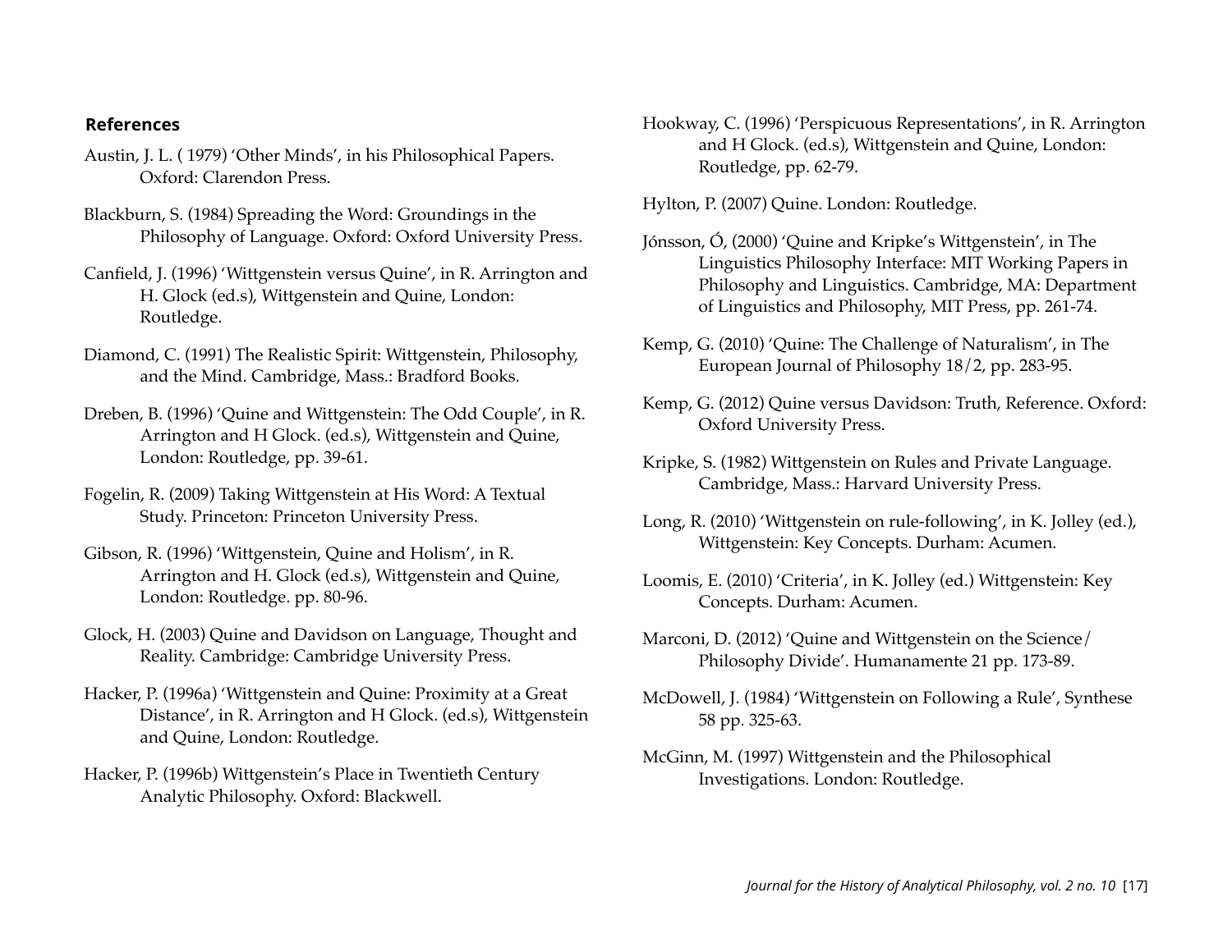## References

Austin, J. L. ( 1979) 'Other Minds', in his Philosophical Papers. Oxford: Clarendon Press.

Blackburn, S. (1984) Spreading the Word: Groundings in the Philosophy of Language. Oxford: Oxford University Press.

Canfield, J. (1996) 'Wittgenstein versus Quine', in R. Arrington and H. Glock (ed.s), Wittgenstein and Quine, London: Routledge.

Diamond, C. (1991) The Realistic Spirit: Wittgenstein, Philosophy, and the Mind. Cambridge, Mass.: Bradford Books.

Dreben, B. (1996) 'Quine and Wittgenstein: The Odd Couple', in R. Arrington and H Glock. (ed.s), Wittgenstein and Quine, London: Routledge, pp. 39-61.

Fogelin, R. (2009) Taking Wittgenstein at His Word: A Textual Study. Princeton: Princeton University Press.

Gibson, R. (1996) 'Wittgenstein, Quine and Holism', in R. Arrington and H. Glock (ed.s), Wittgenstein and Quine, London: Routledge. pp. 80-96.

Glock, H. (2003) Quine and Davidson on Language, Thought and Reality. Cambridge: Cambridge University Press.

Hacker, P. (1996a) 'Wittgenstein and Quine: Proximity at a Great Distance', in R. Arrington and H Glock. (ed.s), Wittgenstein and Quine, London: Routledge.

Hacker, P. (1996b) Wittgenstein's Place in Twentieth Century Analytic Philosophy. Oxford: Blackwell.

Hookway, C. (1996) 'Perspicuous Representations', in R. Arrington and H Glock. (ed.s), Wittgenstein and Quine, London: Routledge, pp. 62-79.

Hylton, P. (2007) Quine. London: Routledge.

Jónsson, Ó, (2000) 'Quine and Kripke's Wittgenstein', in The Linguistics Philosophy Interface: MIT Working Papers in Philosophy and Linguistics. Cambridge, MA: Department of Linguistics and Philosophy, MIT Press, pp. 261-74.

Kemp, G. (2010) 'Quine: The Challenge of Naturalism', in The European Journal of Philosophy 18/2, pp. 283-95.

Kemp, G. (2012) Quine versus Davidson: Truth, Reference. Oxford: Oxford University Press.

Kripke, S. (1982) Wittgenstein on Rules and Private Language. Cambridge, Mass.: Harvard University Press.

Long, R. (2010) 'Wittgenstein on rule-following', in K. Jolley (ed.), Wittgenstein: Key Concepts. Durham: Acumen.

Loomis, E. (2010) 'Criteria', in K. Jolley (ed.) Wittgenstein: Key Concepts. Durham: Acumen.

Marconi, D. (2012) 'Quine and Wittgenstein on the Science/Philosophy Divide'. Humanamente 21 pp. 173-89.

McDowell, J. (1984) 'Wittgenstein on Following a Rule', Synthese 58 pp. 325-63.

McGinn, M. (1997) Wittgenstein and the Philosophical Investigations. London: Routledge.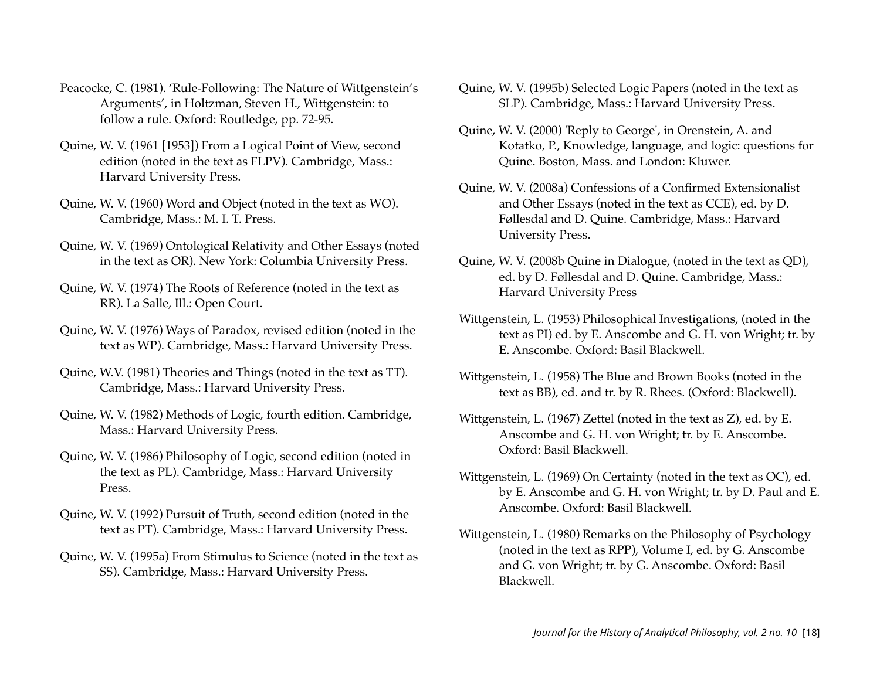Peacocke, C. (1981). 'Rule-Following: The Nature of Wittgenstein's Arguments', in Holtzman, Steven H., Wittgenstein: to follow a rule. Oxford: Routledge, pp. 72-95.

Quine, W. V. (1961 [1953]) From a Logical Point of View, second edition (noted in the text as FLPV). Cambridge, Mass.: Harvard University Press.

Quine, W. V. (1960) Word and Object (noted in the text as WO). Cambridge, Mass.: M. I. T. Press.

Quine, W. V. (1969) Ontological Relativity and Other Essays (noted in the text as OR). New York: Columbia University Press.

Quine, W. V. (1974) The Roots of Reference (noted in the text as RR). La Salle, Ill.: Open Court.

Quine, W. V. (1976) Ways of Paradox, revised edition (noted in the text as WP). Cambridge, Mass.: Harvard University Press.

Quine, W.V. (1981) Theories and Things (noted in the text as TT). Cambridge, Mass.: Harvard University Press.

Quine, W. V. (1982) Methods of Logic, fourth edition. Cambridge, Mass.: Harvard University Press.

Quine, W. V. (1986) Philosophy of Logic, second edition (noted in the text as PL). Cambridge, Mass.: Harvard University Press.

Quine, W. V. (1992) Pursuit of Truth, second edition (noted in the text as PT). Cambridge, Mass.: Harvard University Press.

Quine, W. V. (1995a) From Stimulus to Science (noted in the text as SS). Cambridge, Mass.: Harvard University Press.

Quine, W. V. (1995b) Selected Logic Papers (noted in the text as SLP). Cambridge, Mass.: Harvard University Press.

Quine, W. V. (2000) 'Reply to George', in Orenstein, A. and Kotatko, P., Knowledge, language, and logic: questions for Quine. Boston, Mass. and London: Kluwer.

Quine, W. V. (2008a) Confessions of a Confirmed Extensionalist and Other Essays (noted in the text as CCE), ed. by D. Føllesdal and D. Quine. Cambridge, Mass.: Harvard University Press.

Quine, W. V. (2008b Quine in Dialogue, (noted in the text as QD), ed. by D. Føllesdal and D. Quine. Cambridge, Mass.: Harvard University Press

Wittgenstein, L. (1953) Philosophical Investigations, (noted in the text as PI) ed. by E. Anscombe and G. H. von Wright; tr. by E. Anscombe. Oxford: Basil Blackwell.

Wittgenstein, L. (1958) The Blue and Brown Books (noted in the text as BB), ed. and tr. by R. Rhees. (Oxford: Blackwell).

Wittgenstein, L. (1967) Zettel (noted in the text as Z), ed. by E. Anscombe and G. H. von Wright; tr. by E. Anscombe. Oxford: Basil Blackwell.

Wittgenstein, L. (1969) On Certainty (noted in the text as OC), ed. by E. Anscombe and G. H. von Wright; tr. by D. Paul and E. Anscombe. Oxford: Basil Blackwell.

Wittgenstein, L. (1980) Remarks on the Philosophy of Psychology (noted in the text as RPP), Volume I, ed. by G. Anscombe and G. von Wright; tr. by G. Anscombe. Oxford: Basil Blackwell.